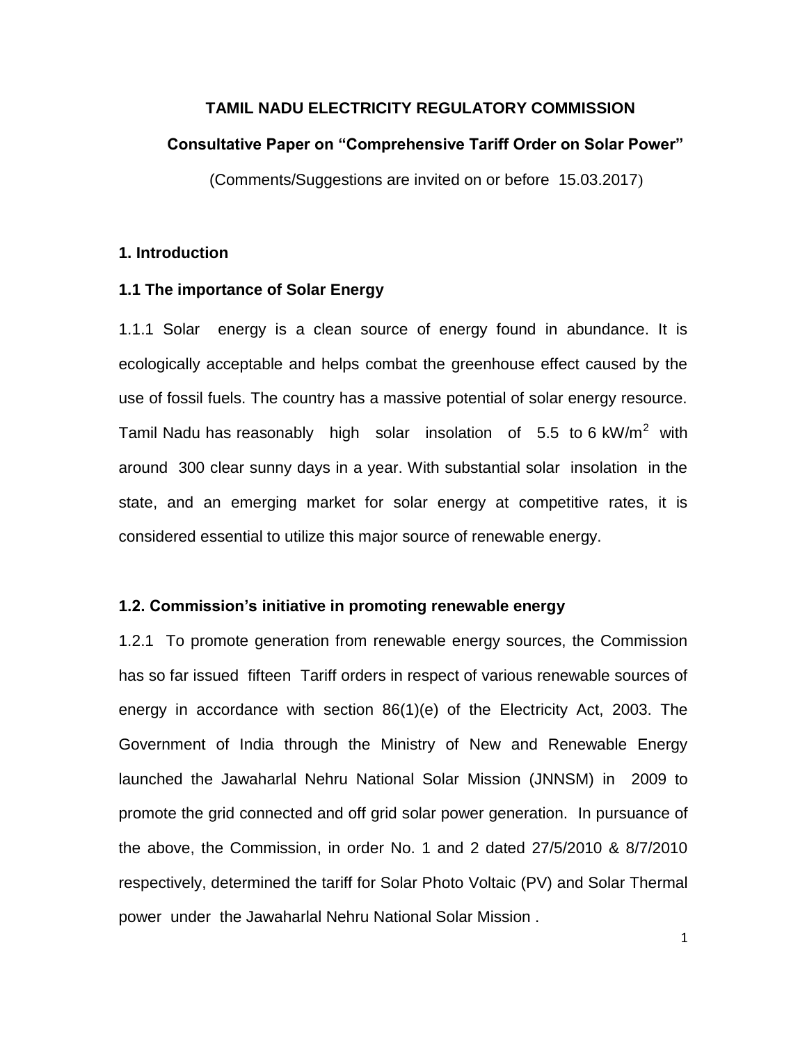**TAMIL NADU ELECTRICITY REGULATORY COMMISSION**

**Consultative Paper on "Comprehensive Tariff Order on Solar Power"**

(Comments/Suggestions are invited on or before 15.03.2017)

## 1. Introduction

### 1.1 The importance of Solar Energy

1.1.1 Solar energy is a clean source of energy found in abundance. It is ecologically acceptable and helps combat the greenhouse effect caused by the use of fossil fuels. The country has a massive potential of solar energy resource. Tamil Nadu has reasonably high solar insolation of 5.5 to 6 $kW/m^2$ with around 300 clear sunny days in a year. With substantial solar insolation in the state, and an emerging market for solar energy at competitive rates, it is considered essential to utilize this major source of renewable energy.

### 1.2. Commission's initiative in promoting renewable energy

1.2.1 To promote generation from renewable energy sources, the Commission has so far issued fifteen Tariff orders in respect of various renewable sources of energy in accordance with section 86(1)(e) of the Electricity Act, 2003. The Government of India through the Ministry of New and Renewable Energy launched the Jawaharlal Nehru National Solar Mission (JNNSM) in 2009 to promote the grid connected and off grid solar power generation. In pursuance of the above, the Commission, in order No. 1 and 2 dated 27/5/2010 & 8/7/2010 respectively, determined the tariff for Solar Photo Voltaic (PV) and Solar Thermal power under the Jawaharlal Nehru National Solar Mission .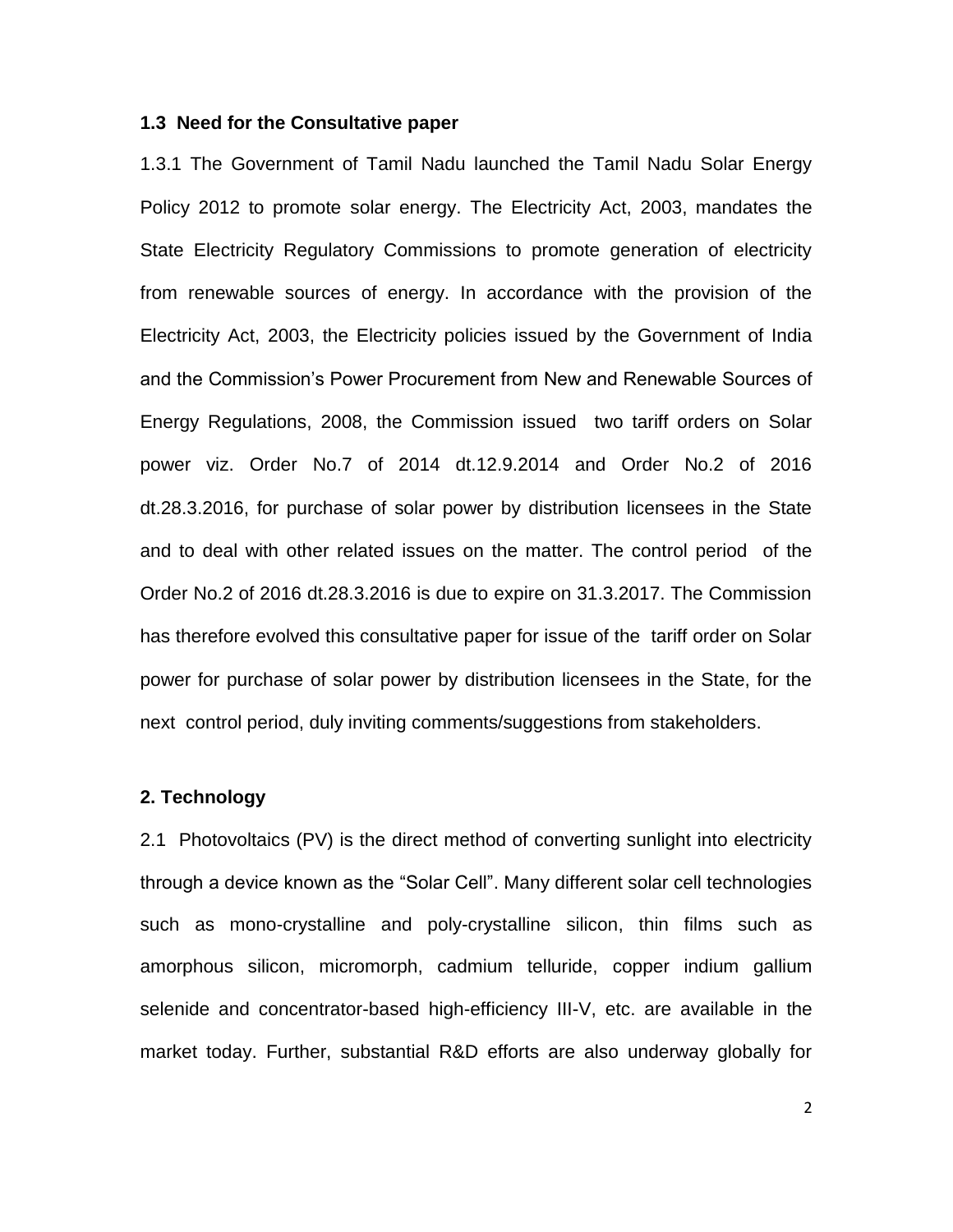### 1.3 Need for the Consultative paper

1.3.1 The Government of Tamil Nadu launched the Tamil Nadu Solar Energy Policy 2012 to promote solar energy. The Electricity Act, 2003, mandates the State Electricity Regulatory Commissions to promote generation of electricity from renewable sources of energy. In accordance with the provision of the Electricity Act, 2003, the Electricity policies issued by the Government of India and the Commission's Power Procurement from New and Renewable Sources of Energy Regulations, 2008, the Commission issued two tariff orders on Solar power viz. Order No.7 of 2014 dt.12.9.2014 and Order No.2 of 2016 dt.28.3.2016, for purchase of solar power by distribution licensees in the State and to deal with other related issues on the matter. The control period of the Order No.2 of 2016 dt.28.3.2016 is due to expire on 31.3.2017. The Commission has therefore evolved this consultative paper for issue of the tariff order on Solar power for purchase of solar power by distribution licensees in the State, for the next control period, duly inviting comments/suggestions from stakeholders.

## 2. Technology

2.1 Photovoltaics (PV) is the direct method of converting sunlight into electricity through a device known as the "Solar Cell". Many different solar cell technologies such as mono-crystalline and poly-crystalline silicon, thin films such as amorphous silicon, micromorph, cadmium telluride, copper indium gallium selenide and concentrator-based high-efficiency III-V, etc. are available in the market today. Further, substantial R&D efforts are also underway globally for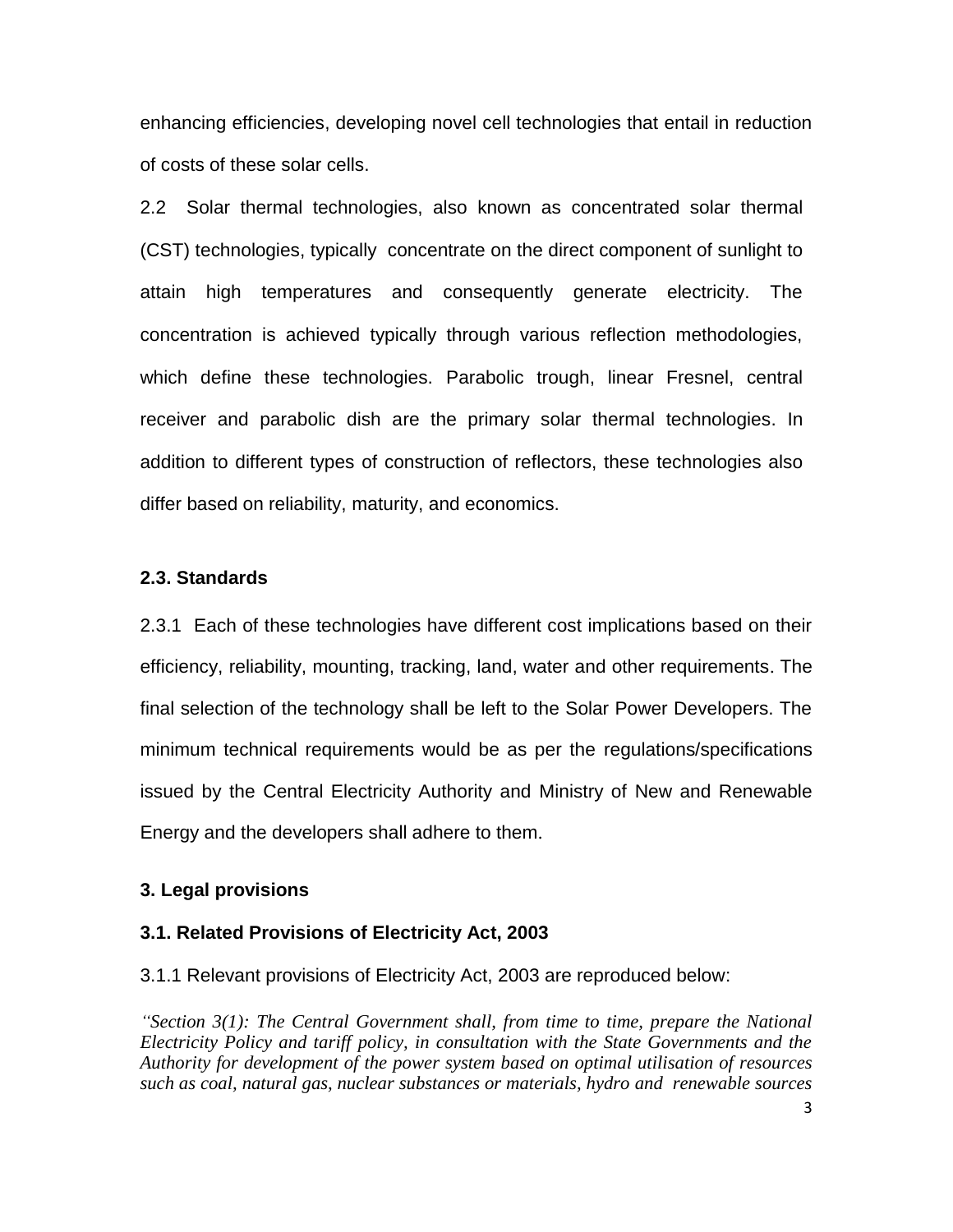enhancing efficiencies, developing novel cell technologies that entail in reduction of costs of these solar cells.

2.2 Solar thermal technologies, also known as concentrated solar thermal (CST) technologies, typically concentrate on the direct component of sunlight to attain high temperatures and consequently generate electricity. The concentration is achieved typically through various reflection methodologies, which define these technologies. Parabolic trough, linear Fresnel, central receiver and parabolic dish are the primary solar thermal technologies. In addition to different types of construction of reflectors, these technologies also differ based on reliability, maturity, and economics.

### 2.3. Standards

2.3.1 Each of these technologies have different cost implications based on their efficiency, reliability, mounting, tracking, land, water and other requirements. The final selection of the technology shall be left to the Solar Power Developers. The minimum technical requirements would be as per the regulations/specifications issued by the Central Electricity Authority and Ministry of New and Renewable Energy and the developers shall adhere to them.

## 3. Legal provisions

### 3.1. Related Provisions of Electricity Act, 2003

3.1.1 Relevant provisions of Electricity Act, 2003 are reproduced below:

*"Section 3(1): The Central Government shall, from time to time, prepare the National Electricity Policy and tariff policy, in consultation with the State Governments and the Authority for development of the power system based on optimal utilisation of resources such as coal, natural gas, nuclear substances or materials, hydro and renewable sources*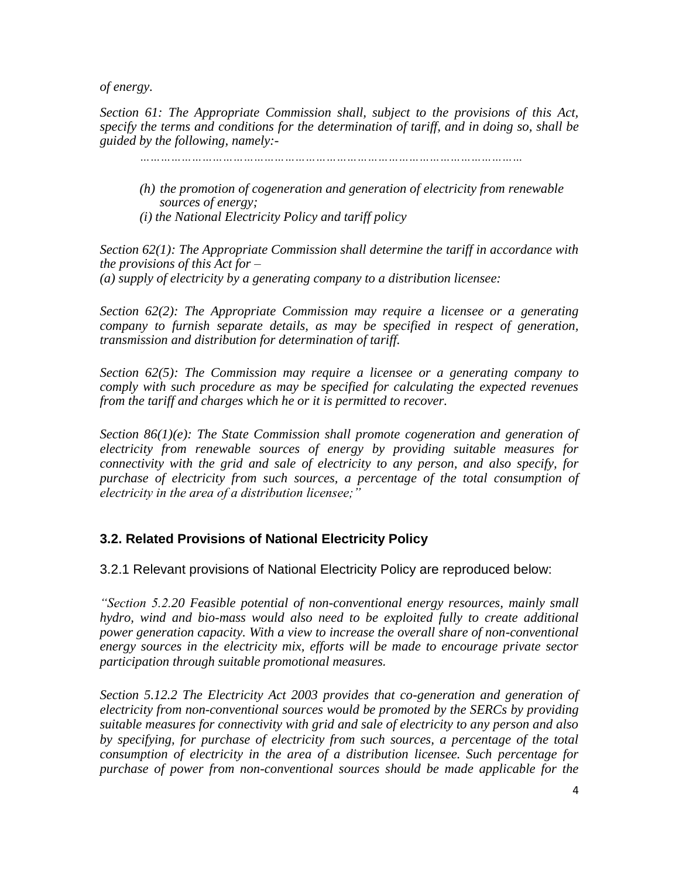*of energy.*

*Section 61: The Appropriate Commission shall, subject to the provisions of this Act, specify the terms and conditions for the determination of tariff, and in doing so, shall be guided by the following, namely:-*

*………………………………………………………………………………………*

*(h) the promotion of cogeneration and generation of electricity from renewable sources of energy;*

*(i) the National Electricity Policy and tariff policy*

*Section 62(1): The Appropriate Commission shall determine the tariff in accordance with the provisions of this Act for –*
*(a) supply of electricity by a generating company to a distribution licensee:*

*Section 62(2): The Appropriate Commission may require a licensee or a generating company to furnish separate details, as may be specified in respect of generation, transmission and distribution for determination of tariff.*

*Section 62(5): The Commission may require a licensee or a generating company to comply with such procedure as may be specified for calculating the expected revenues from the tariff and charges which he or it is permitted to recover.*

*Section 86(1)(e): The State Commission shall promote cogeneration and generation of electricity from renewable sources of energy by providing suitable measures for connectivity with the grid and sale of electricity to any person, and also specify, for purchase of electricity from such sources, a percentage of the total consumption of electricity in the area of a distribution licensee;"*

### 3.2. Related Provisions of National Electricity Policy

3.2.1 Relevant provisions of National Electricity Policy are reproduced below:

*"Section 5.2.20 Feasible potential of non-conventional energy resources, mainly small hydro, wind and bio-mass would also need to be exploited fully to create additional power generation capacity. With a view to increase the overall share of non-conventional energy sources in the electricity mix, efforts will be made to encourage private sector participation through suitable promotional measures.*

*Section 5.12.2 The Electricity Act 2003 provides that co-generation and generation of electricity from non-conventional sources would be promoted by the SERCs by providing suitable measures for connectivity with grid and sale of electricity to any person and also by specifying, for purchase of electricity from such sources, a percentage of the total consumption of electricity in the area of a distribution licensee. Such percentage for purchase of power from non-conventional sources should be made applicable for the*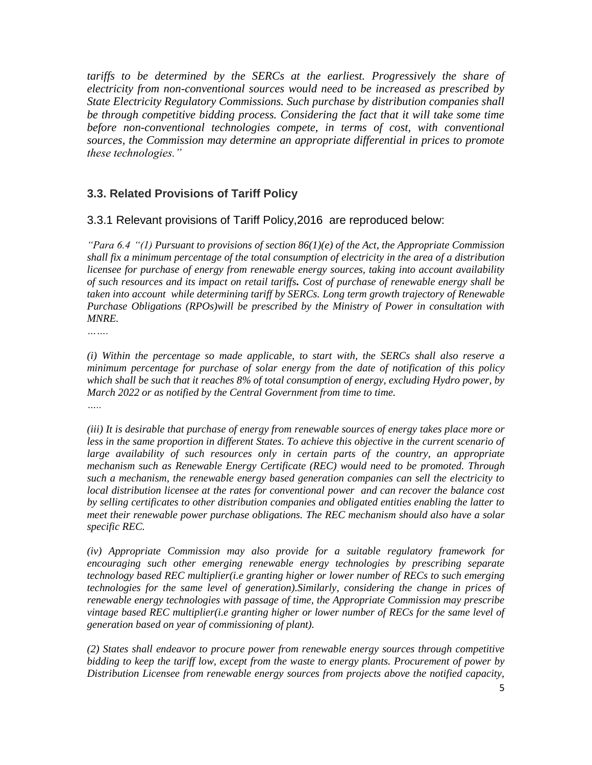*tariffs to be determined by the SERCs at the earliest. Progressively the share of electricity from non-conventional sources would need to be increased as prescribed by State Electricity Regulatory Commissions. Such purchase by distribution companies shall be through competitive bidding process. Considering the fact that it will take some time before non-conventional technologies compete, in terms of cost, with conventional sources, the Commission may determine an appropriate differential in prices to promote these technologies."*

### 3.3. Related Provisions of Tariff Policy

3.3.1 Relevant provisions of Tariff Policy,2016 are reproduced below:

*"Para 6.4 "(1) Pursuant to provisions of section 86(1)(e) of the Act, the Appropriate Commission shall fix a minimum percentage of the total consumption of electricity in the area of a distribution licensee for purchase of energy from renewable energy sources, taking into account availability of such resources and its impact on retail tariffs***.** *Cost of purchase of renewable energy shall be taken into account while determining tariff by SERCs. Long term growth trajectory of Renewable Purchase Obligations (RPOs)will be prescribed by the Ministry of Power in consultation with MNRE.*

*…….*

*(i) Within the percentage so made applicable, to start with, the SERCs shall also reserve a minimum percentage for purchase of solar energy from the date of notification of this policy which shall be such that it reaches 8% of total consumption of energy, excluding Hydro power, by March 2022 or as notified by the Central Government from time to time.*

*…..*

*(iii) It is desirable that purchase of energy from renewable sources of energy takes place more or less in the same proportion in different States. To achieve this objective in the current scenario of large availability of such resources only in certain parts of the country, an appropriate mechanism such as Renewable Energy Certificate (REC) would need to be promoted. Through such a mechanism, the renewable energy based generation companies can sell the electricity to local distribution licensee at the rates for conventional power and can recover the balance cost by selling certificates to other distribution companies and obligated entities enabling the latter to meet their renewable power purchase obligations. The REC mechanism should also have a solar specific REC.*

*(iv) Appropriate Commission may also provide for a suitable regulatory framework for encouraging such other emerging renewable energy technologies by prescribing separate technology based REC multiplier(i.e granting higher or lower number of RECs to such emerging technologies for the same level of generation).Similarly, considering the change in prices of renewable energy technologies with passage of time, the Appropriate Commission may prescribe vintage based REC multiplier(i.e granting higher or lower number of RECs for the same level of generation based on year of commissioning of plant).*

*(2) States shall endeavor to procure power from renewable energy sources through competitive bidding to keep the tariff low, except from the waste to energy plants. Procurement of power by Distribution Licensee from renewable energy sources from projects above the notified capacity,*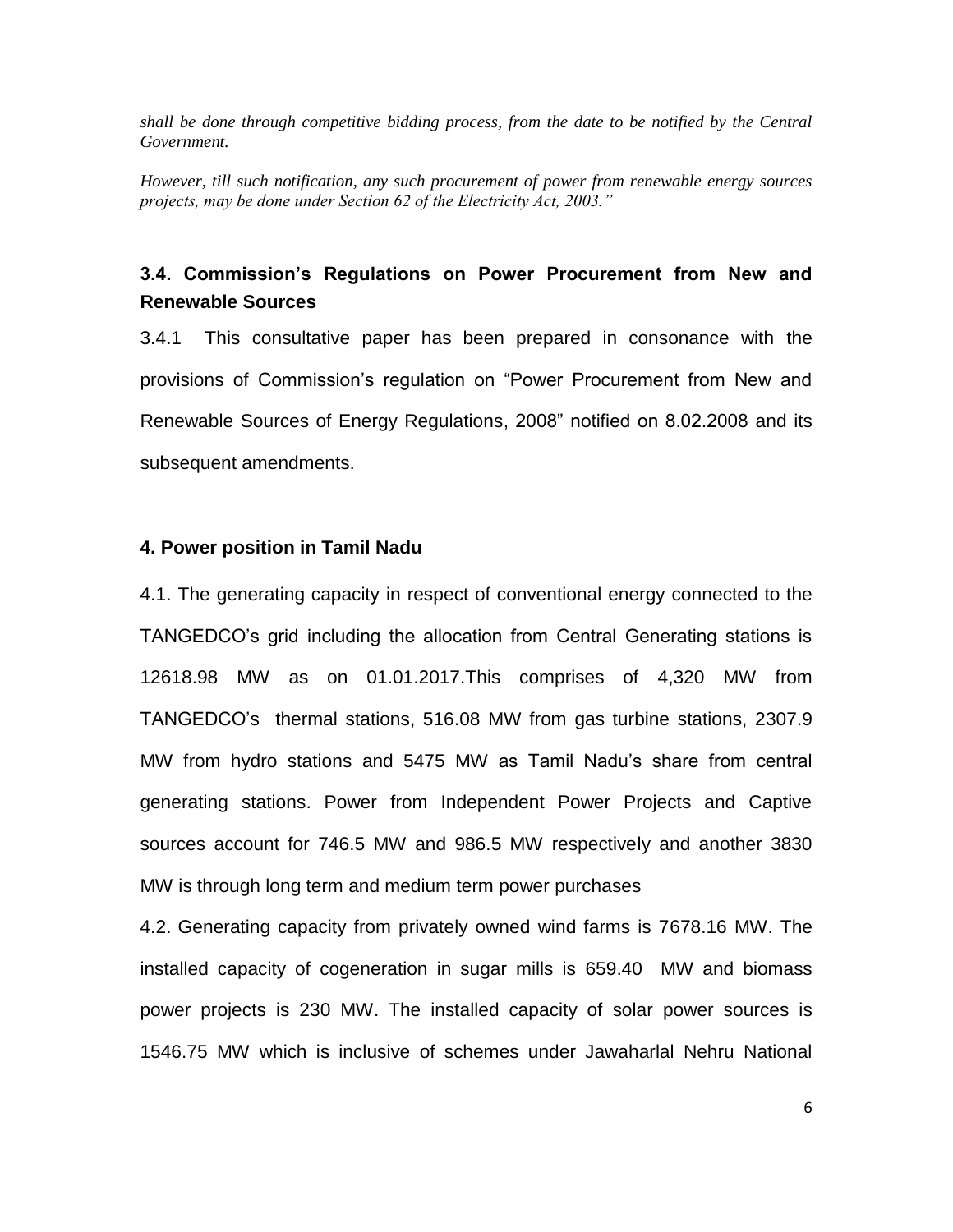*shall be done through competitive bidding process, from the date to be notified by the Central Government.*

*However, till such notification, any such procurement of power from renewable energy sources projects, may be done under Section 62 of the Electricity Act, 2003."*

### 3.4. Commission's Regulations on Power Procurement from New and Renewable Sources

3.4.1 This consultative paper has been prepared in consonance with the provisions of Commission's regulation on "Power Procurement from New and Renewable Sources of Energy Regulations, 2008" notified on 8.02.2008 and its subsequent amendments.

### 4. Power position in Tamil Nadu

4.1. The generating capacity in respect of conventional energy connected to the TANGEDCO's grid including the allocation from Central Generating stations is 12618.98 MW as on 01.01.2017.This comprises of 4,320 MW from TANGEDCO's thermal stations, 516.08 MW from gas turbine stations, 2307.9 MW from hydro stations and 5475 MW as Tamil Nadu's share from central generating stations. Power from Independent Power Projects and Captive sources account for 746.5 MW and 986.5 MW respectively and another 3830 MW is through long term and medium term power purchases

4.2. Generating capacity from privately owned wind farms is 7678.16 MW. The installed capacity of cogeneration in sugar mills is 659.40 MW and biomass power projects is 230 MW. The installed capacity of solar power sources is 1546.75 MW which is inclusive of schemes under Jawaharlal Nehru National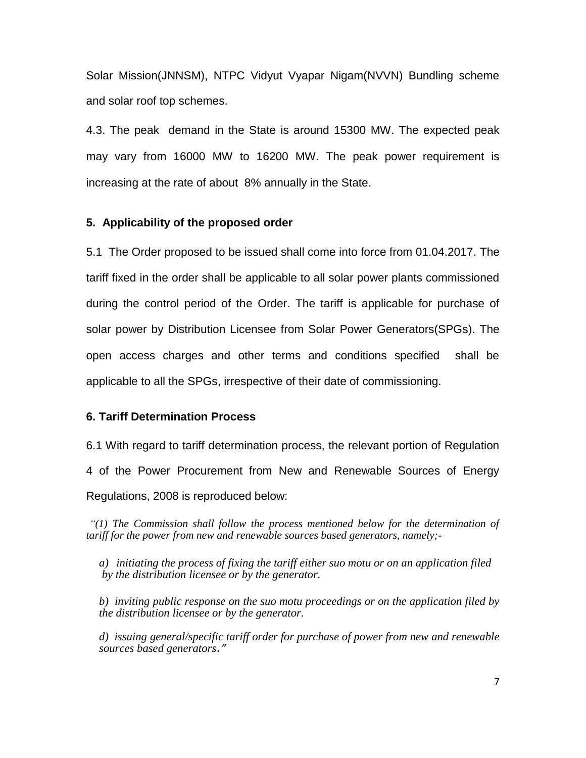Solar Mission(JNNSM), NTPC Vidyut Vyapar Nigam(NVVN) Bundling scheme and solar roof top schemes.

4.3. The peak demand in the State is around 15300 MW. The expected peak may vary from 16000 MW to 16200 MW. The peak power requirement is increasing at the rate of about 8% annually in the State.

### 5. Applicability of the proposed order

5.1 The Order proposed to be issued shall come into force from 01.04.2017. The tariff fixed in the order shall be applicable to all solar power plants commissioned during the control period of the Order. The tariff is applicable for purchase of solar power by Distribution Licensee from Solar Power Generators(SPGs). The open access charges and other terms and conditions specified shall be applicable to all the SPGs, irrespective of their date of commissioning.

### 6. Tariff Determination Process

6.1 With regard to tariff determination process, the relevant portion of Regulation 4 of the Power Procurement from New and Renewable Sources of Energy Regulations, 2008 is reproduced below:

*"(1) The Commission shall follow the process mentioned below for the determination of tariff for the power from new and renewable sources based generators, namely;-*

*a) initiating the process of fixing the tariff either suo motu or on an application filed by the distribution licensee or by the generator.*

*b) inviting public response on the suo motu proceedings or on the application filed by the distribution licensee or by the generator.*

*d) issuing general/specific tariff order for purchase of power from new and renewable sources based generators."*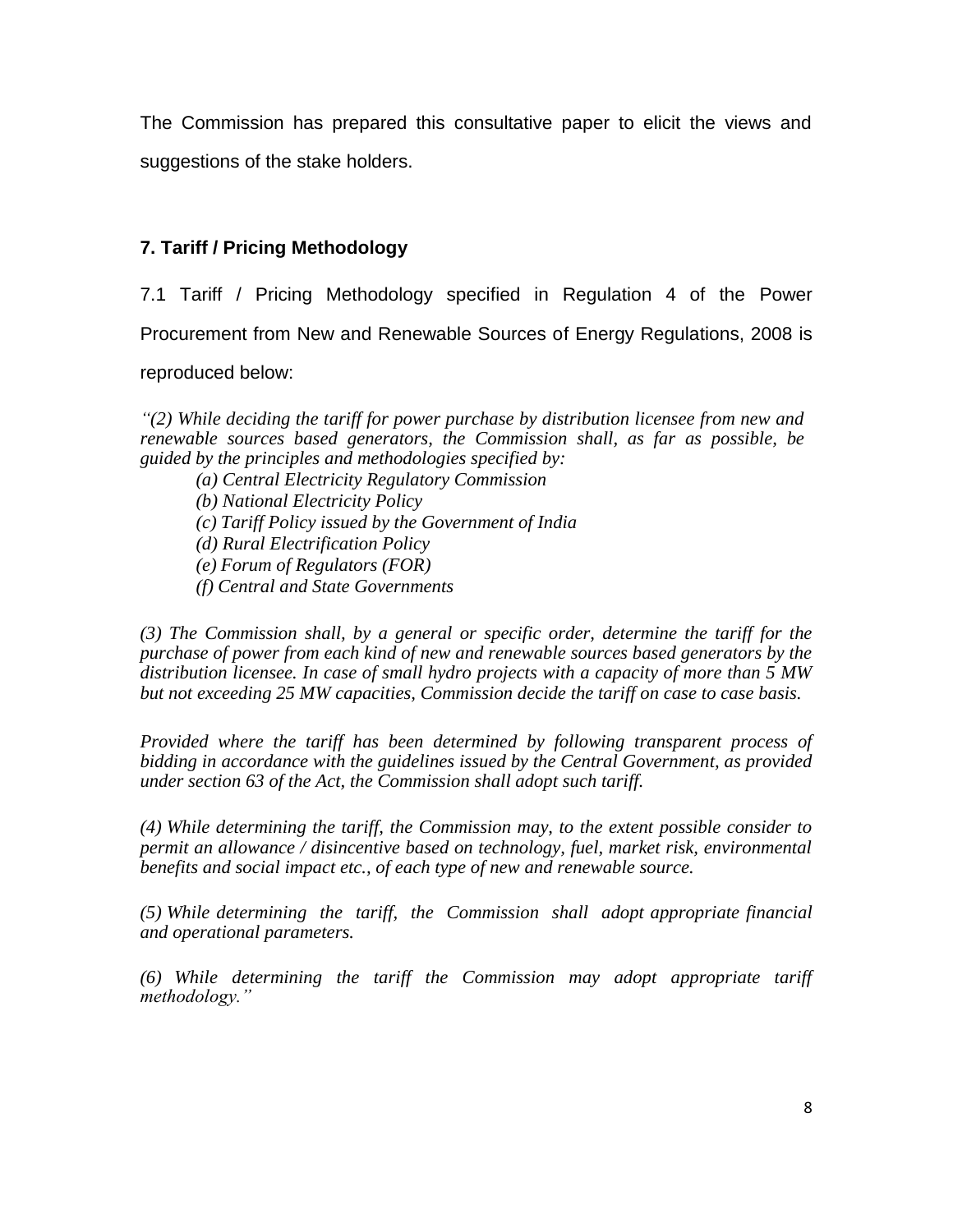The Commission has prepared this consultative paper to elicit the views and suggestions of the stake holders.

### 7. Tariff / Pricing Methodology

7.1 Tariff / Pricing Methodology specified in Regulation 4 of the Power Procurement from New and Renewable Sources of Energy Regulations, 2008 is reproduced below:

*"(2) While deciding the tariff for power purchase by distribution licensee from new and renewable sources based generators, the Commission shall, as far as possible, be guided by the principles and methodologies specified by:*

> *(a) Central Electricity Regulatory Commission*
> *(b) National Electricity Policy*
> *(c) Tariff Policy issued by the Government of India*
> *(d) Rural Electrification Policy*
> *(e) Forum of Regulators (FOR)*
> *(f) Central and State Governments*

*(3) The Commission shall, by a general or specific order, determine the tariff for the purchase of power from each kind of new and renewable sources based generators by the distribution licensee. In case of small hydro projects with a capacity of more than 5 MW but not exceeding 25 MW capacities, Commission decide the tariff on case to case basis.*

*Provided where the tariff has been determined by following transparent process of bidding in accordance with the guidelines issued by the Central Government, as provided under section 63 of the Act, the Commission shall adopt such tariff.*

*(4) While determining the tariff, the Commission may, to the extent possible consider to permit an allowance / disincentive based on technology, fuel, market risk, environmental benefits and social impact etc., of each type of new and renewable source.*

*(5) While determining the tariff, the Commission shall adopt appropriate financial and operational parameters.*

*(6) While determining the tariff the Commission may adopt appropriate tariff methodology."*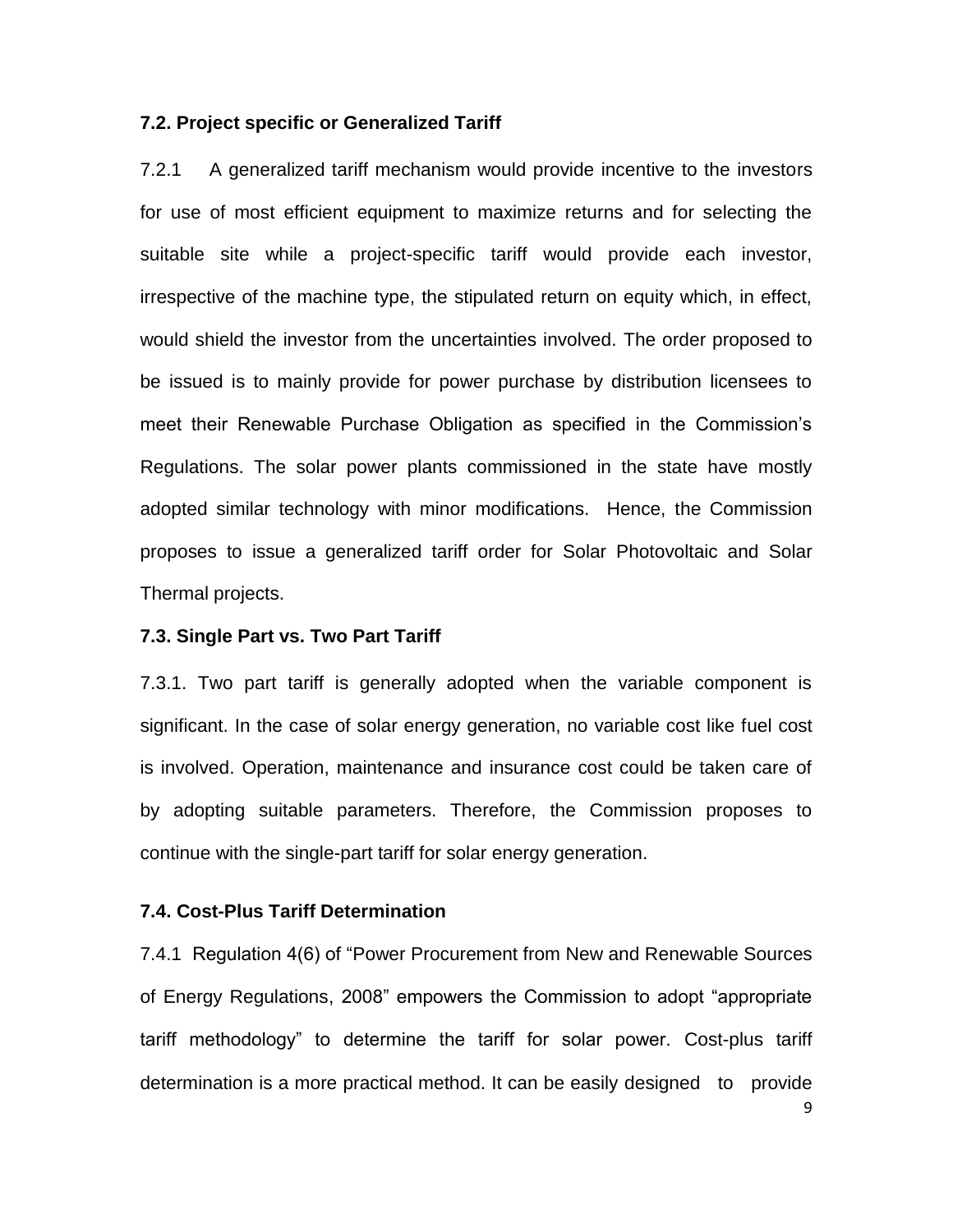### 7.2. Project specific or Generalized Tariff

7.2.1 A generalized tariff mechanism would provide incentive to the investors for use of most efficient equipment to maximize returns and for selecting the suitable site while a project-specific tariff would provide each investor, irrespective of the machine type, the stipulated return on equity which, in effect, would shield the investor from the uncertainties involved. The order proposed to be issued is to mainly provide for power purchase by distribution licensees to meet their Renewable Purchase Obligation as specified in the Commission's Regulations. The solar power plants commissioned in the state have mostly adopted similar technology with minor modifications. Hence, the Commission proposes to issue a generalized tariff order for Solar Photovoltaic and Solar Thermal projects.

### 7.3. Single Part vs. Two Part Tariff

7.3.1. Two part tariff is generally adopted when the variable component is significant. In the case of solar energy generation, no variable cost like fuel cost is involved. Operation, maintenance and insurance cost could be taken care of by adopting suitable parameters. Therefore, the Commission proposes to continue with the single-part tariff for solar energy generation.

### 7.4. Cost-Plus Tariff Determination

7.4.1 Regulation 4(6) of "Power Procurement from New and Renewable Sources of Energy Regulations, 2008" empowers the Commission to adopt "appropriate tariff methodology" to determine the tariff for solar power. Cost-plus tariff determination is a more practical method. It can be easily designed to provide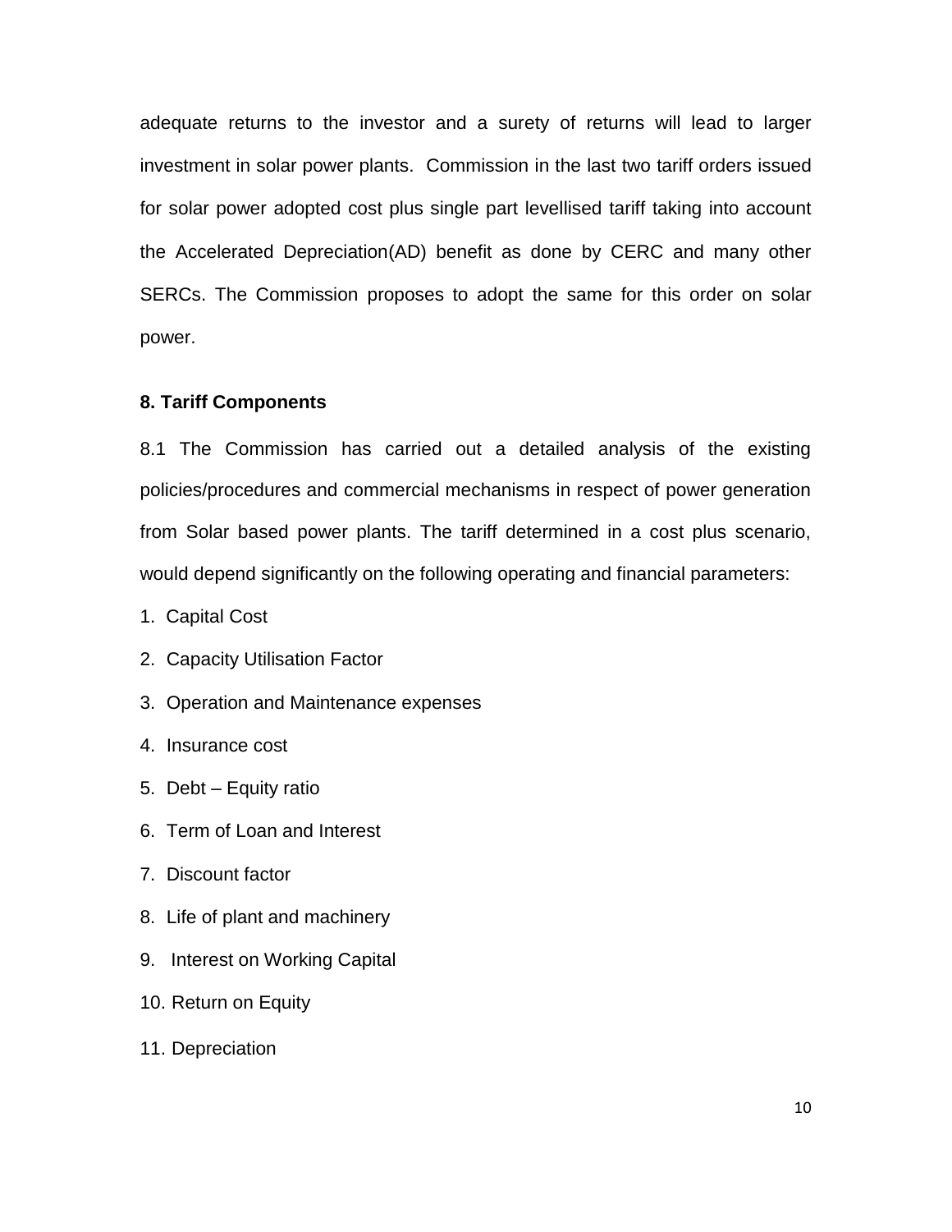adequate returns to the investor and a surety of returns will lead to larger investment in solar power plants.  Commission in the last two tariff orders issued for solar power adopted cost plus single part levellised tariff taking into account the Accelerated Depreciation(AD) benefit as done by CERC and many other SERCs. The Commission proposes to adopt the same for this order on solar power.

## 8. Tariff Components

8.1 The Commission has carried out a detailed analysis of the existing policies/procedures and commercial mechanisms in respect of power generation from Solar based power plants. The tariff determined in a cost plus scenario, would depend significantly on the following operating and financial parameters:

1. Capital Cost
2. Capacity Utilisation Factor
3. Operation and Maintenance expenses
4. Insurance cost
5. Debt – Equity ratio
6. Term of Loan and Interest
7. Discount factor
8. Life of plant and machinery
9. Interest on Working Capital
10. Return on Equity
11. Depreciation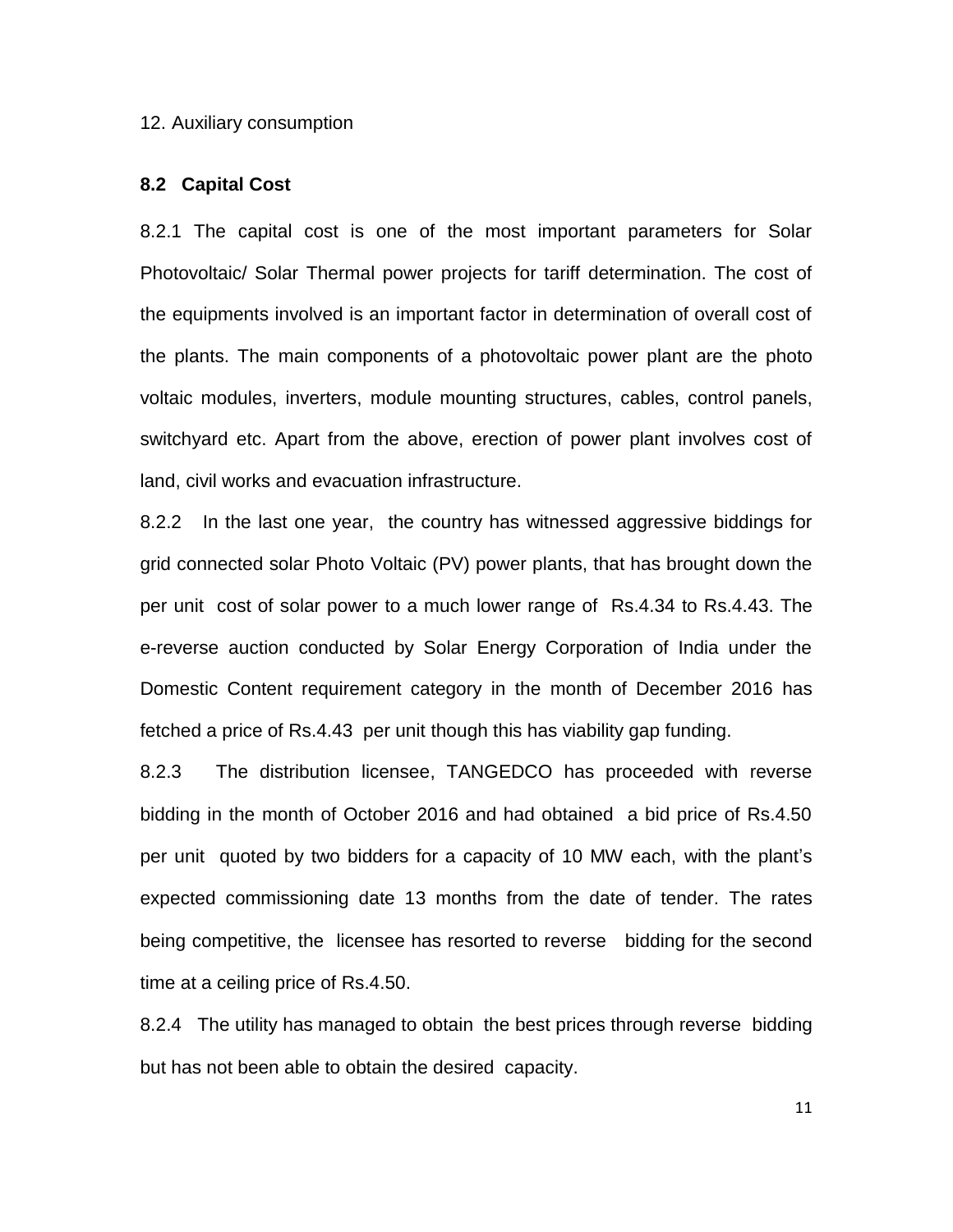12. Auxiliary consumption

### 8.2 Capital Cost

8.2.1 The capital cost is one of the most important parameters for Solar Photovoltaic/ Solar Thermal power projects for tariff determination. The cost of the equipments involved is an important factor in determination of overall cost of the plants. The main components of a photovoltaic power plant are the photo voltaic modules, inverters, module mounting structures, cables, control panels, switchyard etc. Apart from the above, erection of power plant involves cost of land, civil works and evacuation infrastructure.

8.2.2 In the last one year, the country has witnessed aggressive biddings for grid connected solar Photo Voltaic (PV) power plants, that has brought down the per unit cost of solar power to a much lower range of Rs.4.34 to Rs.4.43. The e-reverse auction conducted by Solar Energy Corporation of India under the Domestic Content requirement category in the month of December 2016 has fetched a price of Rs.4.43 per unit though this has viability gap funding.

8.2.3 The distribution licensee, TANGEDCO has proceeded with reverse bidding in the month of October 2016 and had obtained a bid price of Rs.4.50 per unit quoted by two bidders for a capacity of 10 MW each, with the plant's expected commissioning date 13 months from the date of tender. The rates being competitive, the licensee has resorted to reverse bidding for the second time at a ceiling price of Rs.4.50.

8.2.4 The utility has managed to obtain the best prices through reverse bidding but has not been able to obtain the desired capacity.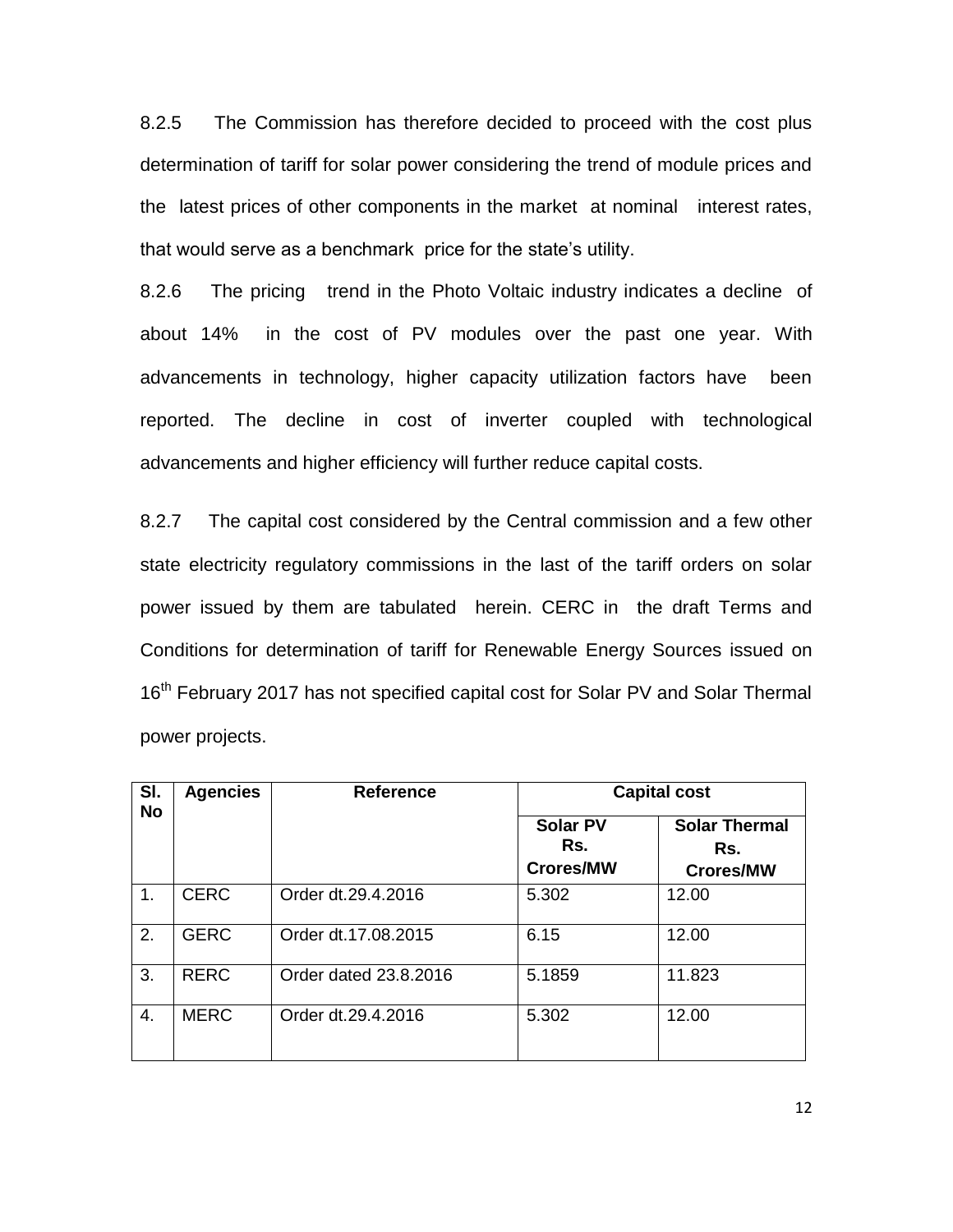8.2.5 The Commission has therefore decided to proceed with the cost plus determination of tariff for solar power considering the trend of module prices and the latest prices of other components in the market at nominal interest rates, that would serve as a benchmark price for the state's utility.

8.2.6 The pricing trend in the Photo Voltaic industry indicates a decline of about 14% in the cost of PV modules over the past one year. With advancements in technology, higher capacity utilization factors have been reported. The decline in cost of inverter coupled with technological advancements and higher efficiency will further reduce capital costs.

8.2.7 The capital cost considered by the Central commission and a few other state electricity regulatory commissions in the last of the tariff orders on solar power issued by them are tabulated herein. CERC in the draft Terms and Conditions for determination of tariff for Renewable Energy Sources issued on 16th February 2017 has not specified capital cost for Solar PV and Solar Thermal power projects.

| Sl. No | Agencies | Reference | Capital cost | |
|---|---|---|---|---|
| | | | **Solar PV Rs. Crores/MW** | **Solar Thermal Rs. Crores/MW** |
| 1. | CERC | Order dt.29.4.2016 | 5.302 | 12.00 |
| 2. | GERC | Order dt.17.08.2015 | 6.15 | 12.00 |
| 3. | RERC | Order dated 23.8.2016 | 5.1859 | 11.823 |
| 4. | MERC | Order dt.29.4.2016 | 5.302 | 12.00 |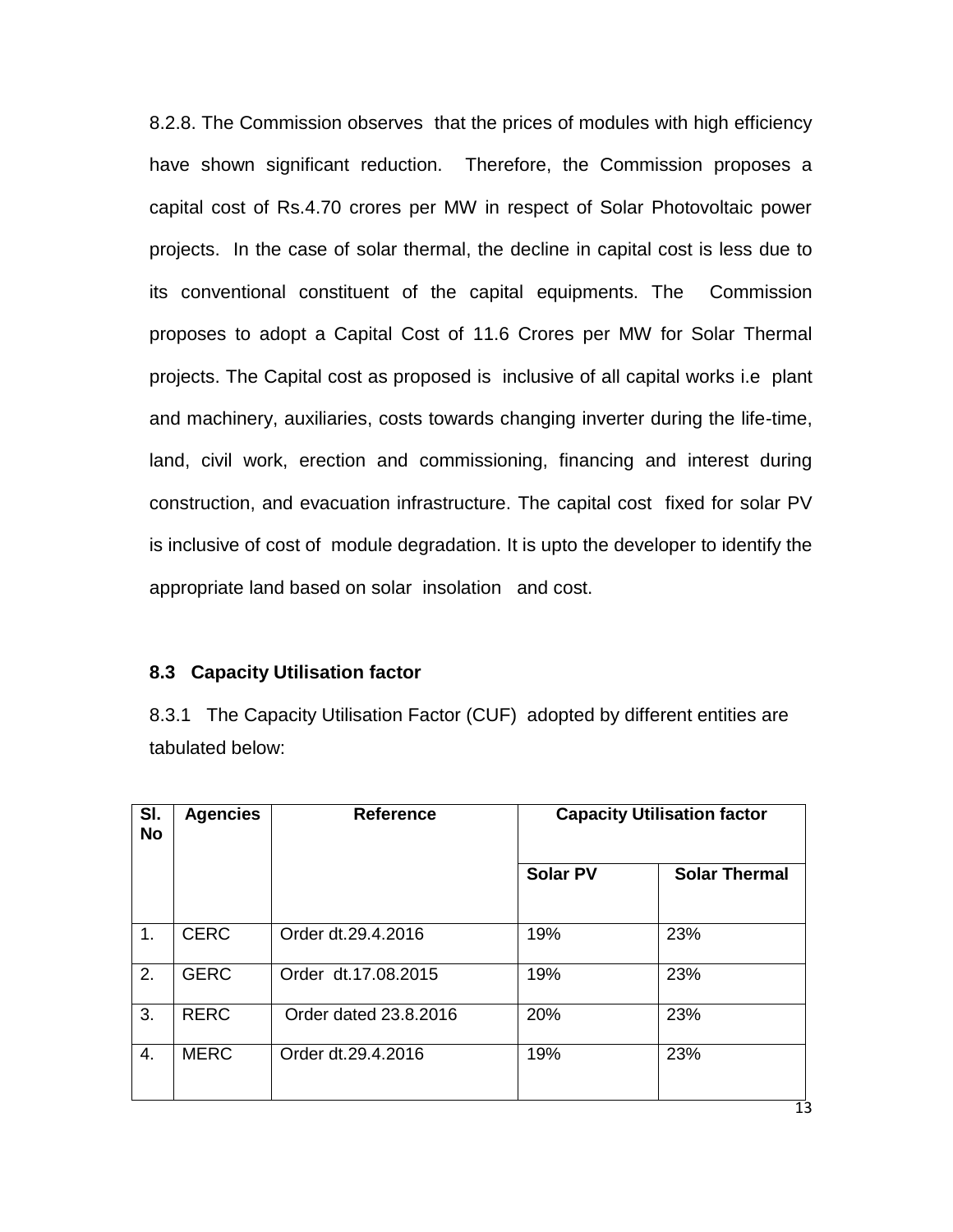8.2.8. The Commission observes that the prices of modules with high efficiency have shown significant reduction. Therefore, the Commission proposes a capital cost of Rs.4.70 crores per MW in respect of Solar Photovoltaic power projects. In the case of solar thermal, the decline in capital cost is less due to its conventional constituent of the capital equipments. The Commission proposes to adopt a Capital Cost of 11.6 Crores per MW for Solar Thermal projects. The Capital cost as proposed is inclusive of all capital works i.e plant and machinery, auxiliaries, costs towards changing inverter during the life-time, land, civil work, erection and commissioning, financing and interest during construction, and evacuation infrastructure. The capital cost fixed for solar PV is inclusive of cost of module degradation. It is upto the developer to identify the appropriate land based on solar insolation and cost.

### 8.3 Capacity Utilisation factor

8.3.1 The Capacity Utilisation Factor (CUF) adopted by different entities are tabulated below:

| Sl. No | Agencies | Reference | Capacity Utilisation factor | |
|---|---|---|---|---|
| | | | Solar PV | Solar Thermal |
| 1. | CERC | Order dt.29.4.2016 | 19% | 23% |
| 2. | GERC | Order dt.17.08.2015 | 19% | 23% |
| 3. | RERC | Order dated 23.8.2016 | 20% | 23% |
| 4. | MERC | Order dt.29.4.2016 | 19% | 23% |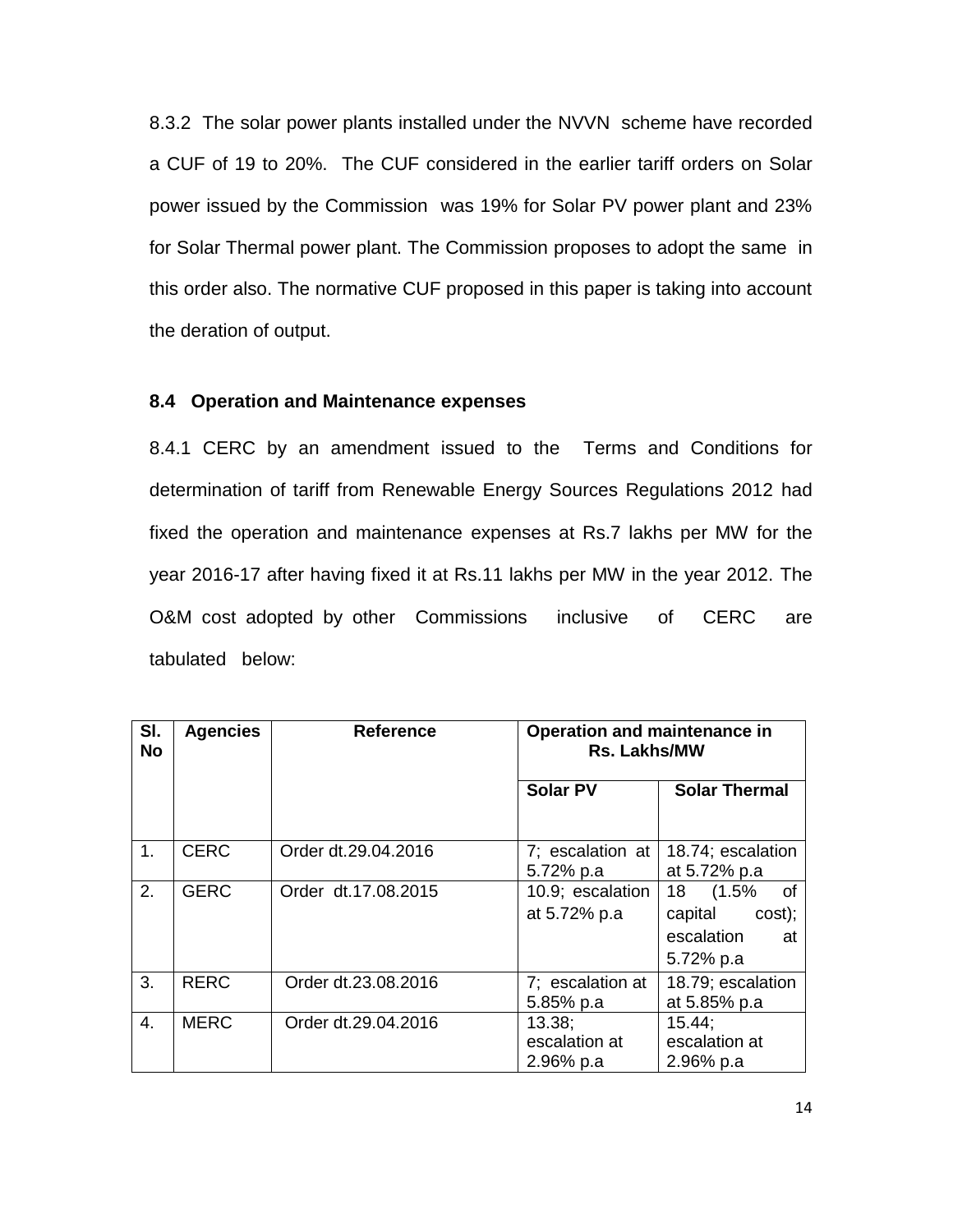8.3.2 The solar power plants installed under the NVVN scheme have recorded a CUF of 19 to 20%. The CUF considered in the earlier tariff orders on Solar power issued by the Commission was 19% for Solar PV power plant and 23% for Solar Thermal power plant. The Commission proposes to adopt the same in this order also. The normative CUF proposed in this paper is taking into account the deration of output.

### 8.4 Operation and Maintenance expenses

8.4.1 CERC by an amendment issued to the Terms and Conditions for determination of tariff from Renewable Energy Sources Regulations 2012 had fixed the operation and maintenance expenses at Rs.7 lakhs per MW for the year 2016-17 after having fixed it at Rs.11 lakhs per MW in the year 2012. The O&M cost adopted by other Commissions inclusive of CERC are tabulated below:

| Sl. No | Agencies | Reference | Operation and maintenance in Rs. Lakhs/MW | |
|---|---|---|---|---|
| | | | Solar PV | Solar Thermal |
| 1. | CERC | Order dt.29.04.2016 | 7; escalation at 5.72% p.a | 18.74; escalation at 5.72% p.a |
| 2. | GERC | Order dt.17.08.2015 | 10.9; escalation at 5.72% p.a | 18 (1.5% of capital cost); escalation at 5.72% p.a |
| 3. | RERC | Order dt.23.08.2016 | 7; escalation at 5.85% p.a | 18.79; escalation at 5.85% p.a |
| 4. | MERC | Order dt.29.04.2016 | 13.38; escalation at 2.96% p.a | 15.44; escalation at 2.96% p.a |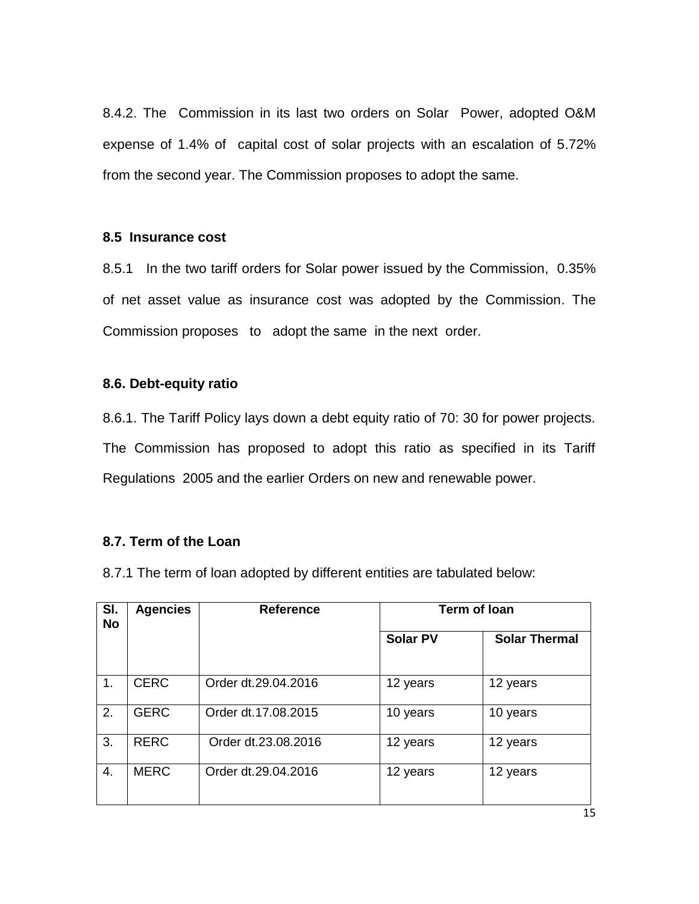8.4.2. The Commission in its last two orders on Solar Power, adopted O&M expense of 1.4% of capital cost of solar projects with an escalation of 5.72% from the second year. The Commission proposes to adopt the same.

### 8.5 Insurance cost

8.5.1 In the two tariff orders for Solar power issued by the Commission, 0.35% of net asset value as insurance cost was adopted by the Commission. The Commission proposes to adopt the same in the next order.

### 8.6. Debt-equity ratio

8.6.1. The Tariff Policy lays down a debt equity ratio of 70: 30 for power projects. The Commission has proposed to adopt this ratio as specified in its Tariff Regulations 2005 and the earlier Orders on new and renewable power.

### 8.7. Term of the Loan

8.7.1 The term of loan adopted by different entities are tabulated below:

| Sl. No | Agencies | Reference | Term of loan | |
|---|---|---|---|---|
| | | | **Solar PV** | **Solar Thermal** |
| 1. | CERC | Order dt.29.04.2016 | 12 years | 12 years |
| 2. | GERC | Order dt.17.08.2015 | 10 years | 10 years |
| 3. | RERC | Order dt.23.08.2016 | 12 years | 12 years |
| 4. | MERC | Order dt.29.04.2016 | 12 years | 12 years |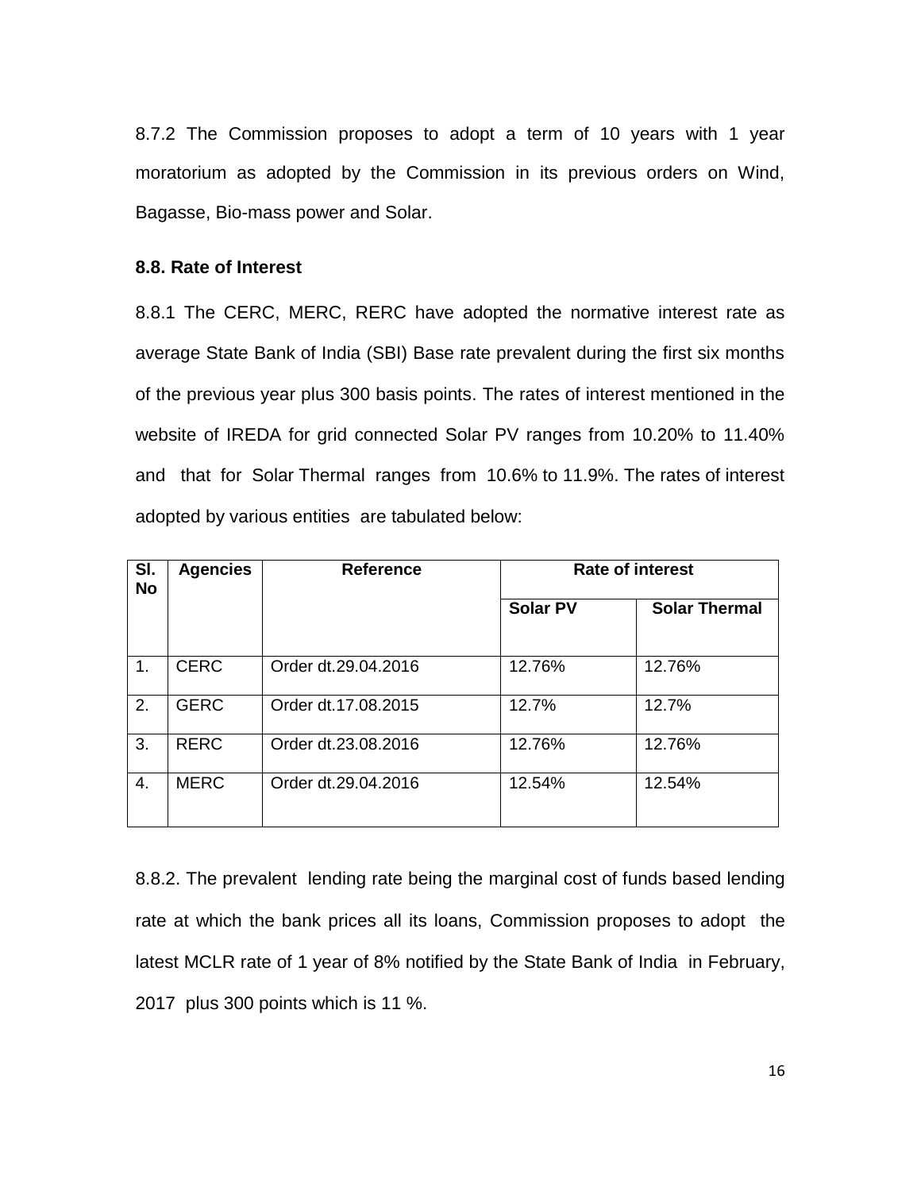8.7.2 The Commission proposes to adopt a term of 10 years with 1 year moratorium as adopted by the Commission in its previous orders on Wind, Bagasse, Bio-mass power and Solar.

**8.8. Rate of Interest**

8.8.1 The CERC, MERC, RERC have adopted the normative interest rate as average State Bank of India (SBI) Base rate prevalent during the first six months of the previous year plus 300 basis points. The rates of interest mentioned in the website of IREDA for grid connected Solar PV ranges from 10.20% to 11.40% and that for Solar Thermal ranges from 10.6% to 11.9%. The rates of interest adopted by various entities are tabulated below:

| Sl. No | Agencies | Reference | Rate of interest | |
|---|---|---|---|---|
| | | | Solar PV | Solar Thermal |
| 1. | CERC | Order dt.29.04.2016 | 12.76% | 12.76% |
| 2. | GERC | Order dt.17.08.2015 | 12.7% | 12.7% |
| 3. | RERC | Order dt.23.08.2016 | 12.76% | 12.76% |
| 4. | MERC | Order dt.29.04.2016 | 12.54% | 12.54% |

8.8.2. The prevalent lending rate being the marginal cost of funds based lending rate at which the bank prices all its loans, Commission proposes to adopt the latest MCLR rate of 1 year of 8% notified by the State Bank of India in February, 2017 plus 300 points which is 11 %.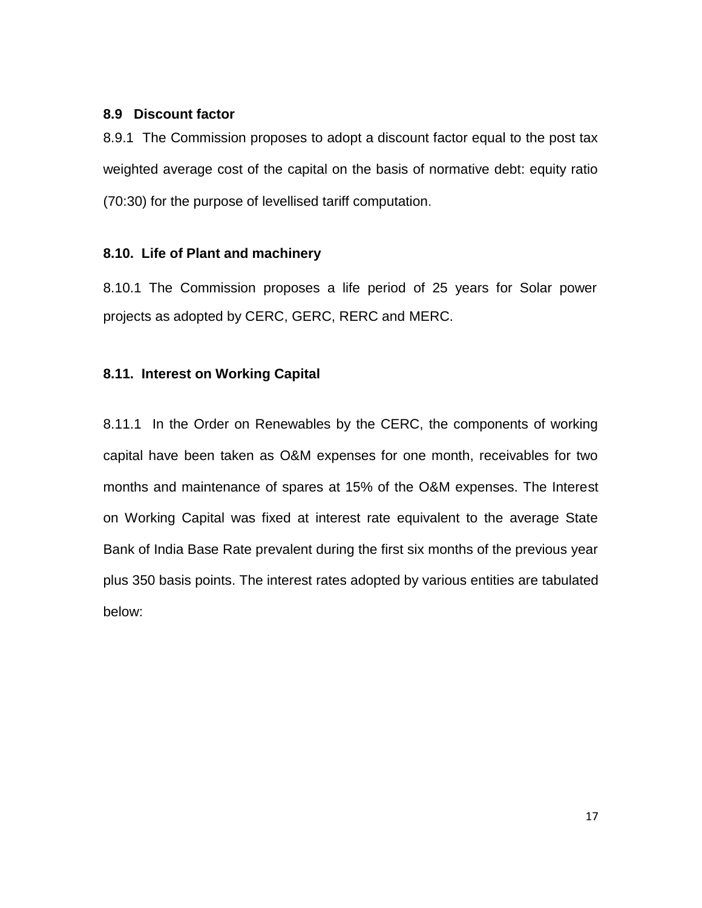### 8.9 Discount factor

8.9.1 The Commission proposes to adopt a discount factor equal to the post tax weighted average cost of the capital on the basis of normative debt: equity ratio (70:30) for the purpose of levellised tariff computation.

### 8.10. Life of Plant and machinery

8.10.1 The Commission proposes a life period of 25 years for Solar power projects as adopted by CERC, GERC, RERC and MERC.

### 8.11. Interest on Working Capital

8.11.1 In the Order on Renewables by the CERC, the components of working capital have been taken as O&M expenses for one month, receivables for two months and maintenance of spares at 15% of the O&M expenses. The Interest on Working Capital was fixed at interest rate equivalent to the average State Bank of India Base Rate prevalent during the first six months of the previous year plus 350 basis points. The interest rates adopted by various entities are tabulated below: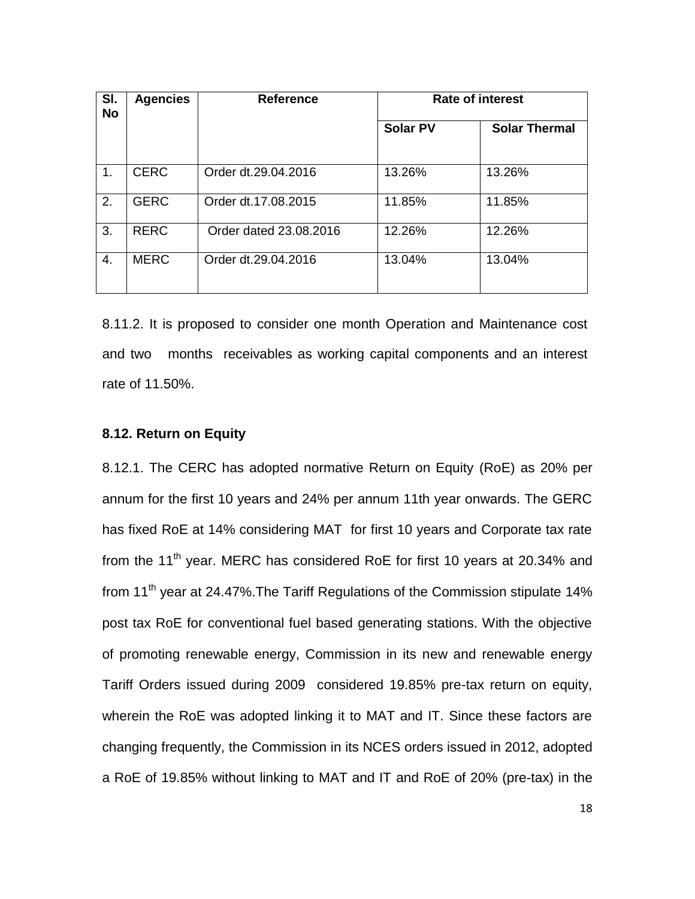| Sl. No | Agencies | Reference | Rate of interest | |
|---|---|---|---|---|
| | | | Solar PV | Solar Thermal |
| 1. | CERC | Order dt.29.04.2016 | 13.26% | 13.26% |
| 2. | GERC | Order dt.17.08.2015 | 11.85% | 11.85% |
| 3. | RERC | Order dated 23.08.2016 | 12.26% | 12.26% |
| 4. | MERC | Order dt.29.04.2016 | 13.04% | 13.04% |

8.11.2. It is proposed to consider one month Operation and Maintenance cost and two months receivables as working capital components and an interest rate of 11.50%.

### 8.12. Return on Equity

8.12.1. The CERC has adopted normative Return on Equity (RoE) as 20% per annum for the first 10 years and 24% per annum 11th year onwards. The GERC has fixed RoE at 14% considering MAT for first 10 years and Corporate tax rate from the 11th year. MERC has considered RoE for first 10 years at 20.34% and from 11th year at 24.47%.The Tariff Regulations of the Commission stipulate 14% post tax RoE for conventional fuel based generating stations. With the objective of promoting renewable energy, Commission in its new and renewable energy Tariff Orders issued during 2009 considered 19.85% pre-tax return on equity, wherein the RoE was adopted linking it to MAT and IT. Since these factors are changing frequently, the Commission in its NCES orders issued in 2012, adopted a RoE of 19.85% without linking to MAT and IT and RoE of 20% (pre-tax) in the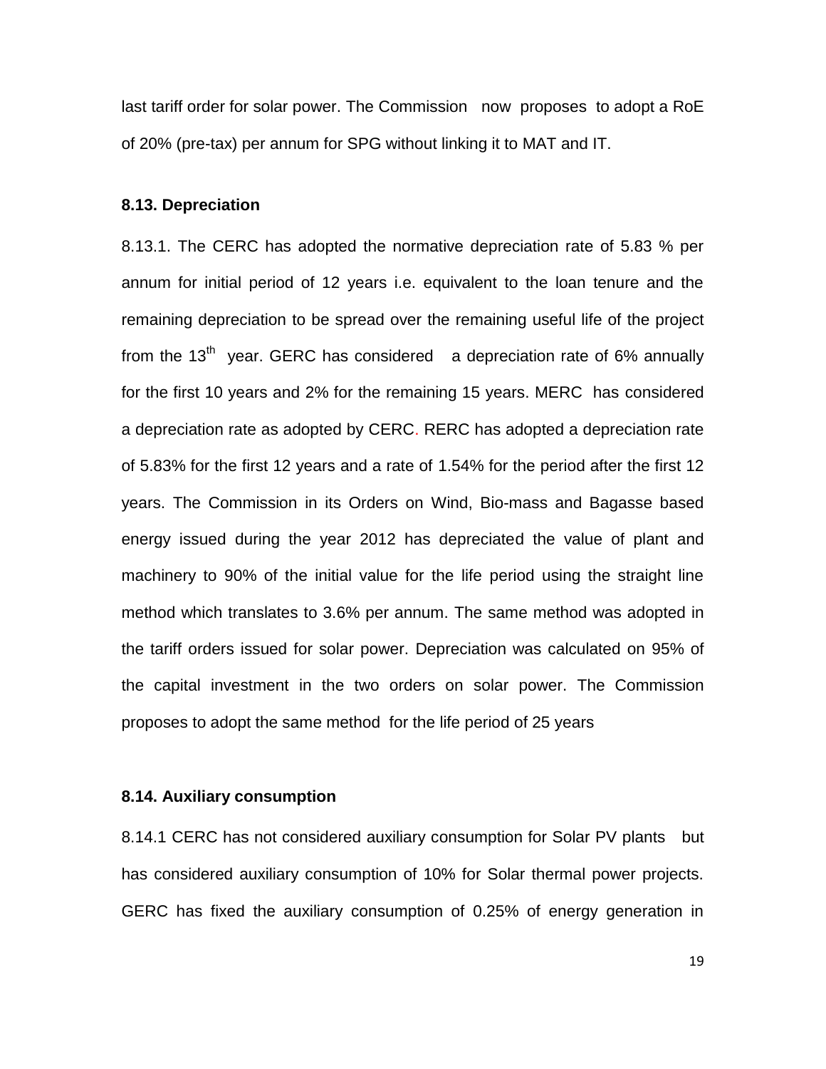last tariff order for solar power. The Commission now proposes to adopt a RoE of 20% (pre-tax) per annum for SPG without linking it to MAT and IT.

### 8.13. Depreciation

8.13.1. The CERC has adopted the normative depreciation rate of 5.83 % per annum for initial period of 12 years i.e. equivalent to the loan tenure and the remaining depreciation to be spread over the remaining useful life of the project from the $13^{th}$ year. GERC has considered a depreciation rate of 6% annually for the first 10 years and 2% for the remaining 15 years. MERC has considered a depreciation rate as adopted by CERC. RERC has adopted a depreciation rate of 5.83% for the first 12 years and a rate of 1.54% for the period after the first 12 years. The Commission in its Orders on Wind, Bio-mass and Bagasse based energy issued during the year 2012 has depreciated the value of plant and machinery to 90% of the initial value for the life period using the straight line method which translates to 3.6% per annum. The same method was adopted in the tariff orders issued for solar power. Depreciation was calculated on 95% of the capital investment in the two orders on solar power. The Commission proposes to adopt the same method for the life period of 25 years

### 8.14. Auxiliary consumption

8.14.1 CERC has not considered auxiliary consumption for Solar PV plants but has considered auxiliary consumption of 10% for Solar thermal power projects. GERC has fixed the auxiliary consumption of 0.25% of energy generation in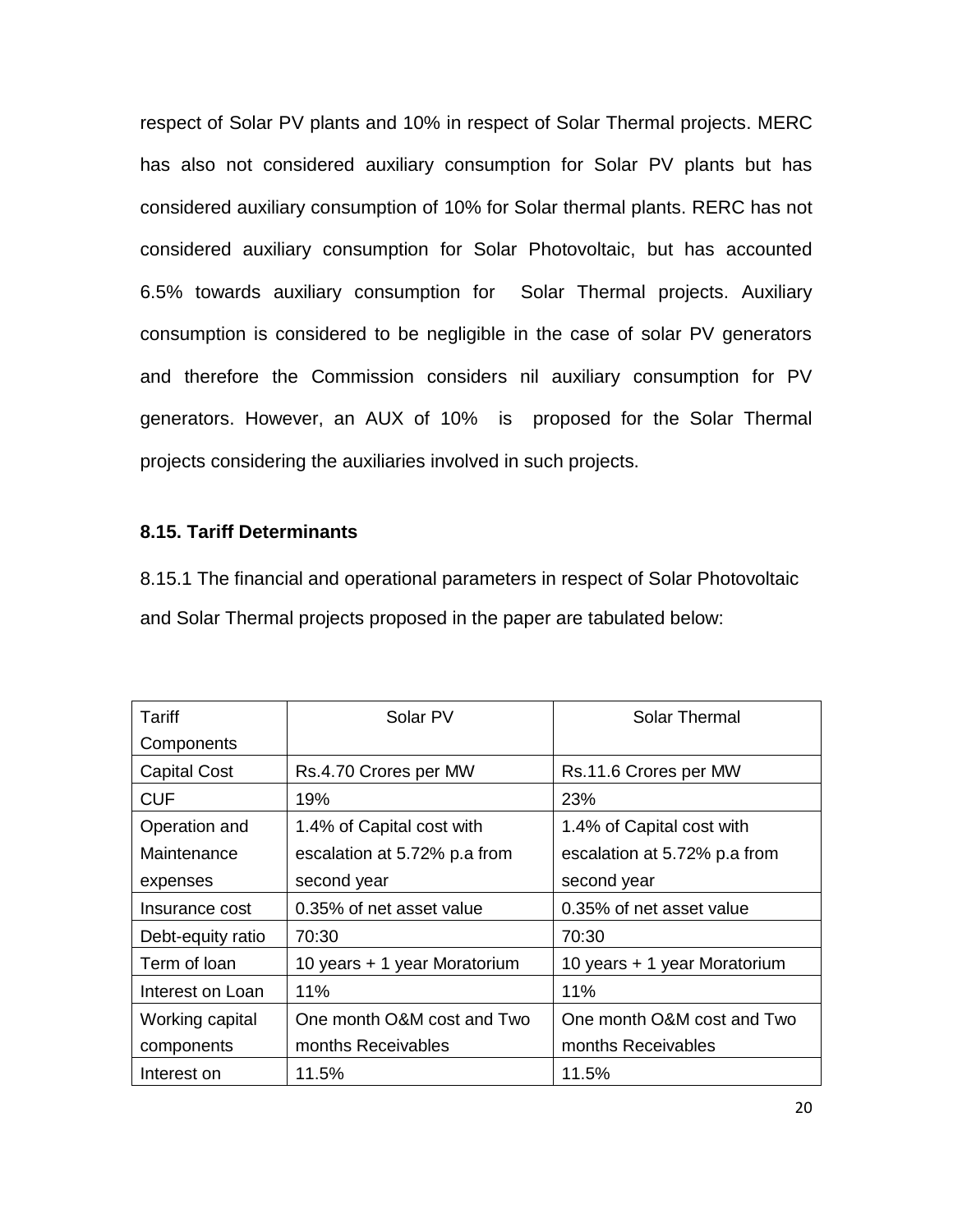respect of Solar PV plants and 10% in respect of Solar Thermal projects. MERC has also not considered auxiliary consumption for Solar PV plants but has considered auxiliary consumption of 10% for Solar thermal plants. RERC has not considered auxiliary consumption for Solar Photovoltaic, but has accounted 6.5% towards auxiliary consumption for Solar Thermal projects. Auxiliary consumption is considered to be negligible in the case of solar PV generators and therefore the Commission considers nil auxiliary consumption for PV generators. However, an AUX of 10% is proposed for the Solar Thermal projects considering the auxiliaries involved in such projects.

### 8.15. Tariff Determinants

8.15.1 The financial and operational parameters in respect of Solar Photovoltaic and Solar Thermal projects proposed in the paper are tabulated below:

| Tariff Components | Solar PV | Solar Thermal |
|---|---|---|
| Capital Cost | Rs.4.70 Crores per MW | Rs.11.6 Crores per MW |
| CUF | 19% | 23% |
| Operation and Maintenance expenses | 1.4% of Capital cost with escalation at 5.72% p.a from second year | 1.4% of Capital cost with escalation at 5.72% p.a from second year |
| Insurance cost | 0.35% of net asset value | 0.35% of net asset value |
| Debt-equity ratio | 70:30 | 70:30 |
| Term of loan | 10 years + 1 year Moratorium | 10 years + 1 year Moratorium |
| Interest on Loan | 11% | 11% |
| Working capital components | One month O&M cost and Two months Receivables | One month O&M cost and Two months Receivables |
| Interest on | 11.5% | 11.5% |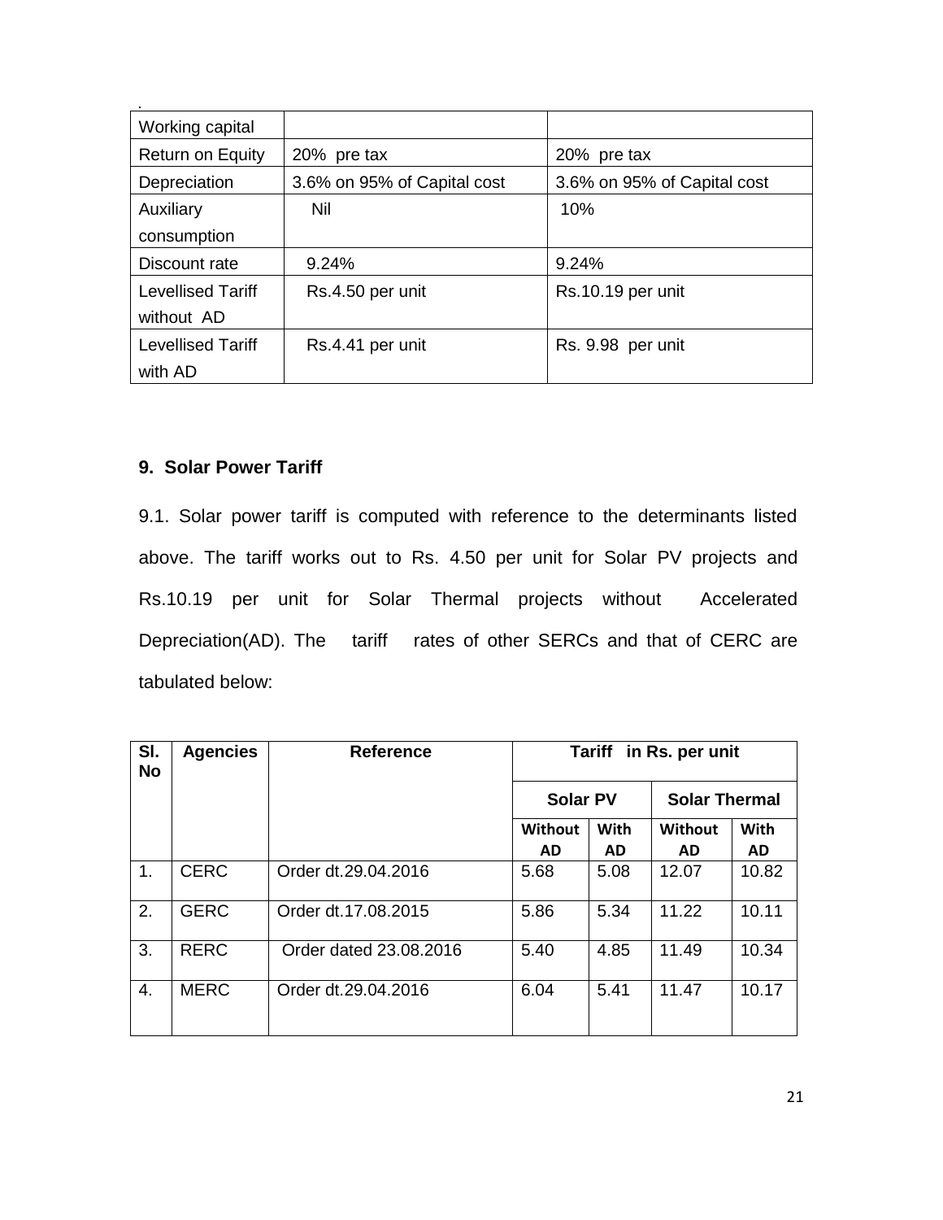.

| Working capital | | |
|---|---|---|
| Return on Equity | 20% pre tax | 20% pre tax |
| Depreciation | 3.6% on 95% of Capital cost | 3.6% on 95% of Capital cost |
| Auxiliary consumption | Nil | 10% |
| Discount rate | 9.24% | 9.24% |
| Levellised Tariff without AD | Rs.4.50 per unit | Rs.10.19 per unit |
| Levellised Tariff with AD | Rs.4.41 per unit | Rs. 9.98 per unit |

**9. Solar Power Tariff**

9.1. Solar power tariff is computed with reference to the determinants listed above. The tariff works out to Rs. 4.50 per unit for Solar PV projects and Rs.10.19 per unit for Solar Thermal projects without Accelerated Depreciation(AD). The tariff rates of other SERCs and that of CERC are tabulated below:

| Sl. No | Agencies | Reference | Tariff in Rs. per unit | | | |
|---|---|---|---|---|---|---|
| | | | Solar PV | | Solar Thermal | |
| | | | Without AD | With AD | Without AD | With AD |
| 1. | CERC | Order dt.29.04.2016 | 5.68 | 5.08 | 12.07 | 10.82 |
| 2. | GERC | Order dt.17.08.2015 | 5.86 | 5.34 | 11.22 | 10.11 |
| 3. | RERC | Order dated 23.08.2016 | 5.40 | 4.85 | 11.49 | 10.34 |
| 4. | MERC | Order dt.29.04.2016 | 6.04 | 5.41 | 11.47 | 10.17 |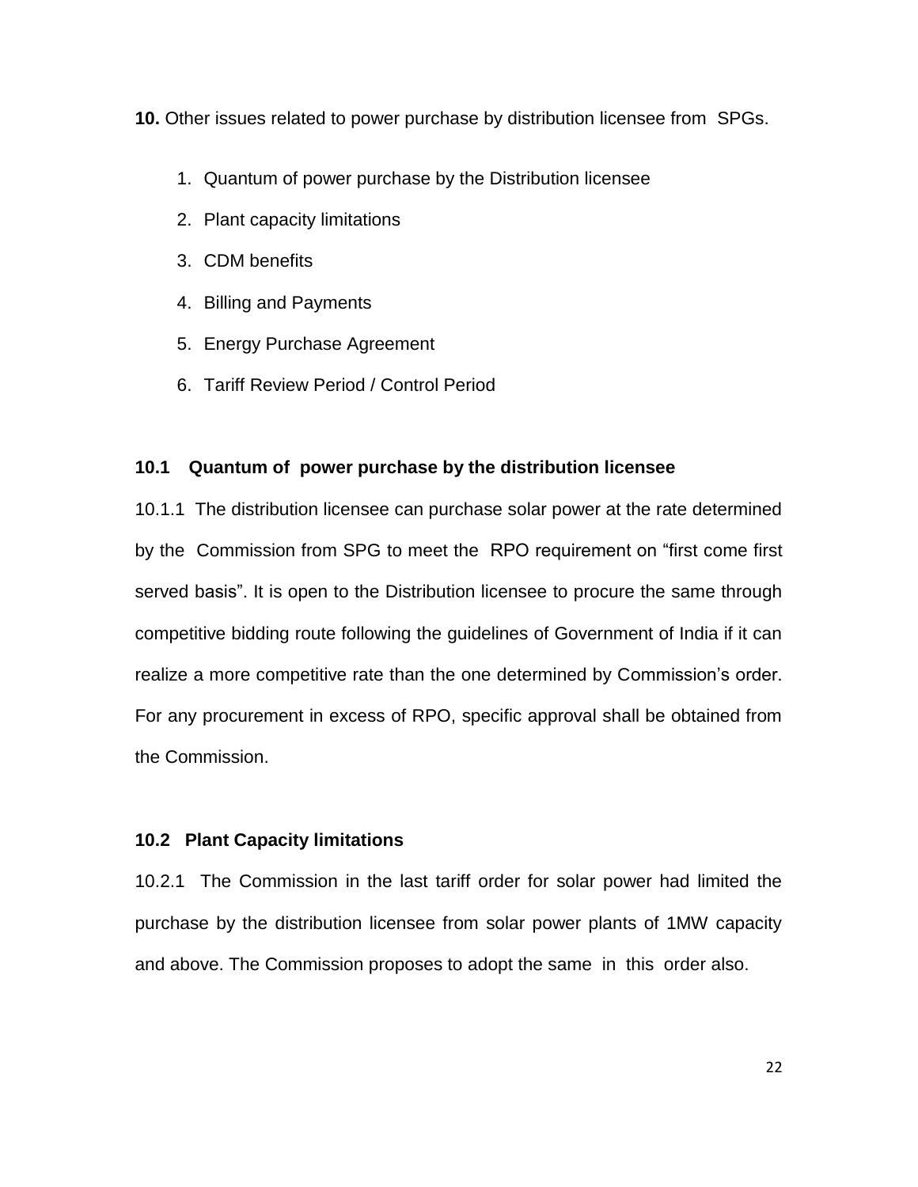**10.** Other issues related to power purchase by distribution licensee from SPGs.

1. Quantum of power purchase by the Distribution licensee
2. Plant capacity limitations
3. CDM benefits
4. Billing and Payments
5. Energy Purchase Agreement
6. Tariff Review Period / Control Period

### 10.1 Quantum of power purchase by the distribution licensee

10.1.1 The distribution licensee can purchase solar power at the rate determined by the Commission from SPG to meet the RPO requirement on "first come first served basis". It is open to the Distribution licensee to procure the same through competitive bidding route following the guidelines of Government of India if it can realize a more competitive rate than the one determined by Commission's order. For any procurement in excess of RPO, specific approval shall be obtained from the Commission.

### 10.2 Plant Capacity limitations

10.2.1 The Commission in the last tariff order for solar power had limited the purchase by the distribution licensee from solar power plants of 1MW capacity and above. The Commission proposes to adopt the same in this order also.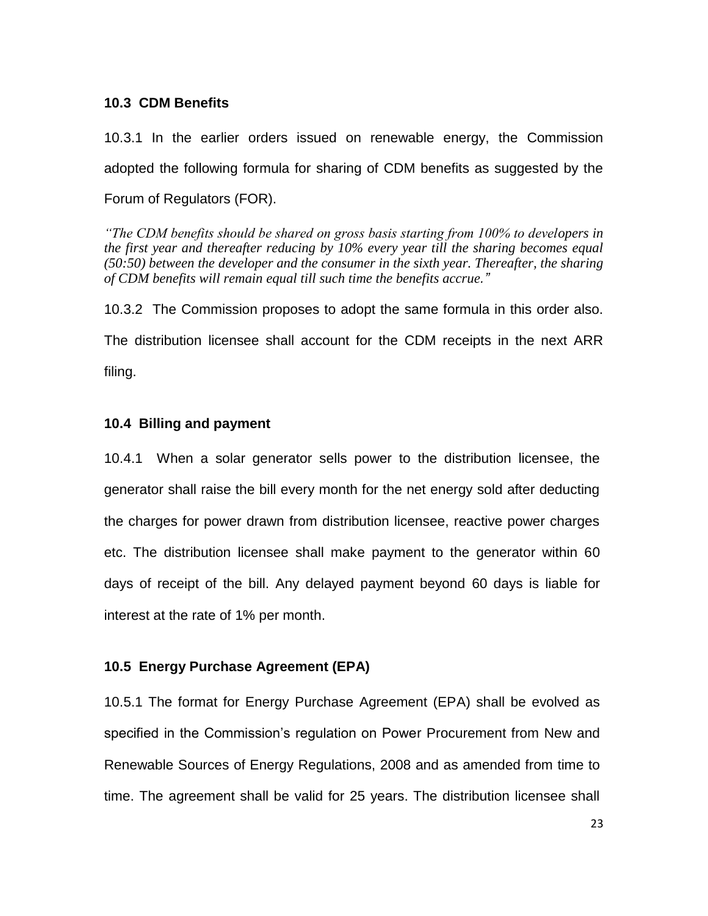### 10.3 CDM Benefits

10.3.1 In the earlier orders issued on renewable energy, the Commission adopted the following formula for sharing of CDM benefits as suggested by the Forum of Regulators (FOR).

*"The CDM benefits should be shared on gross basis starting from 100% to developers in the first year and thereafter reducing by 10% every year till the sharing becomes equal (50:50) between the developer and the consumer in the sixth year. Thereafter, the sharing of CDM benefits will remain equal till such time the benefits accrue."*

10.3.2 The Commission proposes to adopt the same formula in this order also. The distribution licensee shall account for the CDM receipts in the next ARR filing.

### 10.4 Billing and payment

10.4.1 When a solar generator sells power to the distribution licensee, the generator shall raise the bill every month for the net energy sold after deducting the charges for power drawn from distribution licensee, reactive power charges etc. The distribution licensee shall make payment to the generator within 60 days of receipt of the bill. Any delayed payment beyond 60 days is liable for interest at the rate of 1% per month.

### 10.5 Energy Purchase Agreement (EPA)

10.5.1 The format for Energy Purchase Agreement (EPA) shall be evolved as specified in the Commission's regulation on Power Procurement from New and Renewable Sources of Energy Regulations, 2008 and as amended from time to time. The agreement shall be valid for 25 years. The distribution licensee shall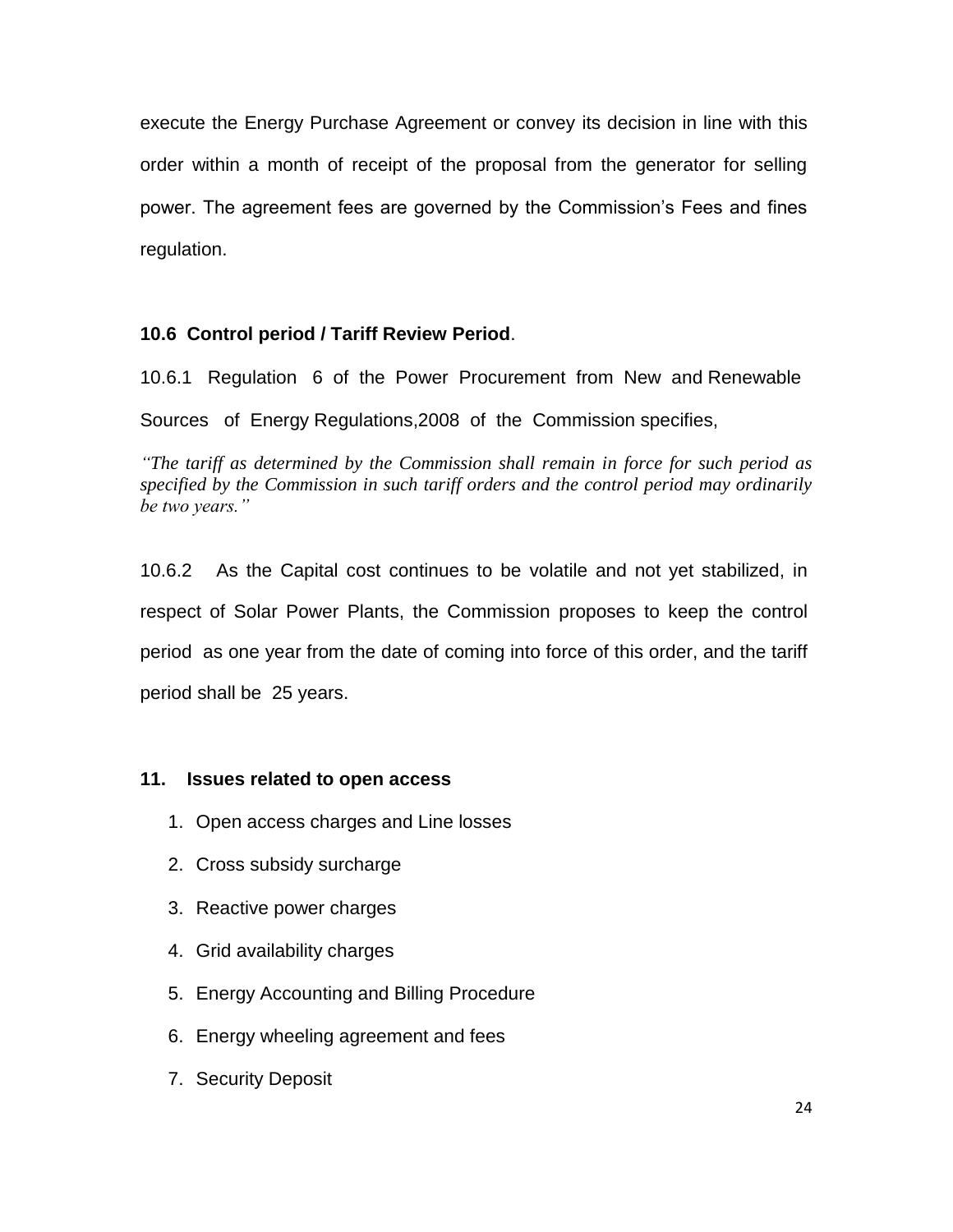execute the Energy Purchase Agreement or convey its decision in line with this order within a month of receipt of the proposal from the generator for selling power. The agreement fees are governed by the Commission's Fees and fines regulation.

### 10.6 Control period / Tariff Review Period.

10.6.1 Regulation 6 of the Power Procurement from New and Renewable Sources of Energy Regulations,2008 of the Commission specifies,

*"The tariff as determined by the Commission shall remain in force for such period as specified by the Commission in such tariff orders and the control period may ordinarily be two years."*

10.6.2 As the Capital cost continues to be volatile and not yet stabilized, in respect of Solar Power Plants, the Commission proposes to keep the control period as one year from the date of coming into force of this order, and the tariff period shall be 25 years.

## 11. Issues related to open access

1. Open access charges and Line losses
2. Cross subsidy surcharge
3. Reactive power charges
4. Grid availability charges
5. Energy Accounting and Billing Procedure
6. Energy wheeling agreement and fees
7. Security Deposit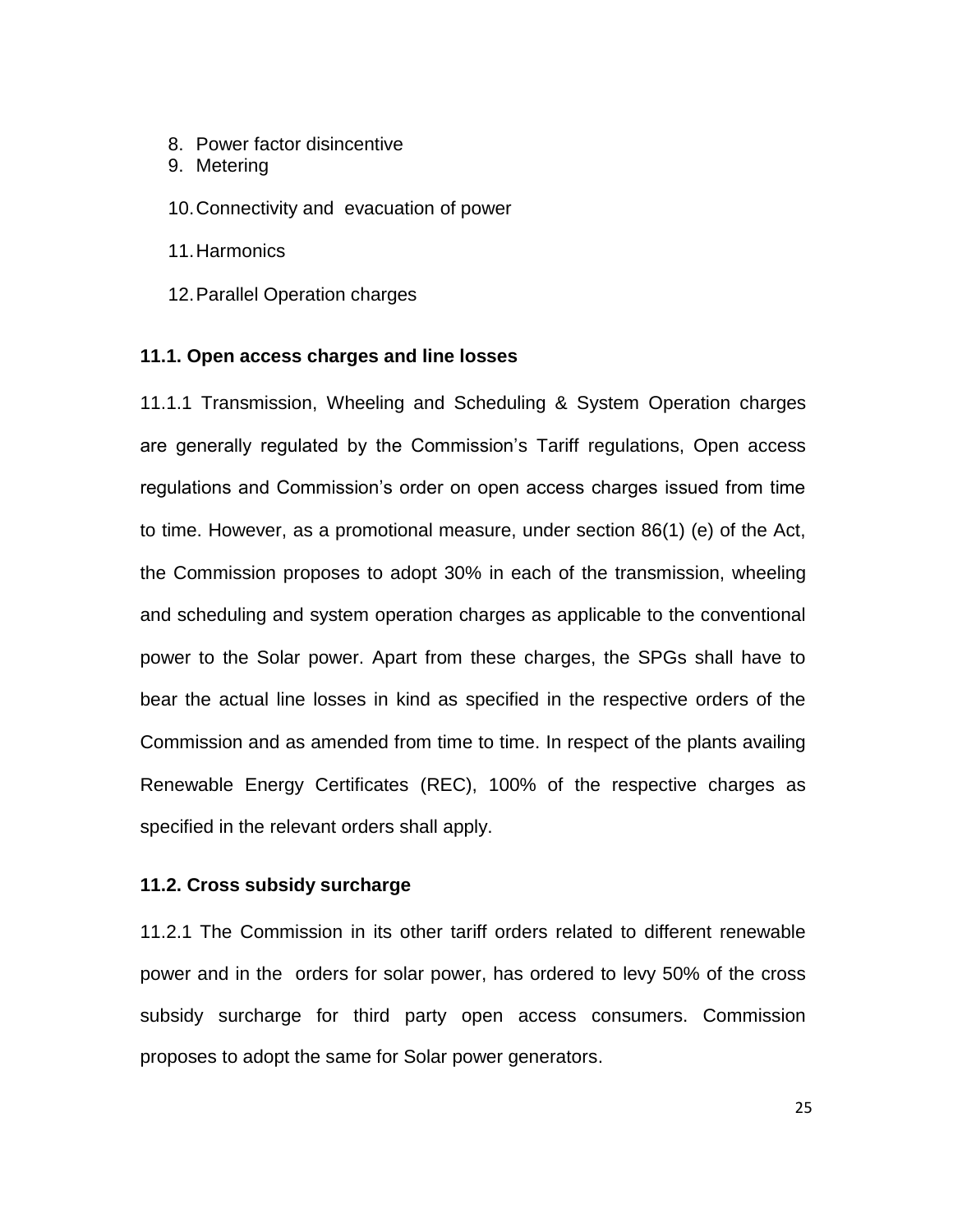8. Power factor disincentive
9. Metering
10. Connectivity and evacuation of power
11. Harmonics
12. Parallel Operation charges

**11.1. Open access charges and line losses**

11.1.1 Transmission, Wheeling and Scheduling & System Operation charges are generally regulated by the Commission's Tariff regulations, Open access regulations and Commission's order on open access charges issued from time to time. However, as a promotional measure, under section 86(1) (e) of the Act, the Commission proposes to adopt 30% in each of the transmission, wheeling and scheduling and system operation charges as applicable to the conventional power to the Solar power. Apart from these charges, the SPGs shall have to bear the actual line losses in kind as specified in the respective orders of the Commission and as amended from time to time. In respect of the plants availing Renewable Energy Certificates (REC), 100% of the respective charges as specified in the relevant orders shall apply.

**11.2. Cross subsidy surcharge**

11.2.1 The Commission in its other tariff orders related to different renewable power and in the orders for solar power, has ordered to levy 50% of the cross subsidy surcharge for third party open access consumers. Commission proposes to adopt the same for Solar power generators.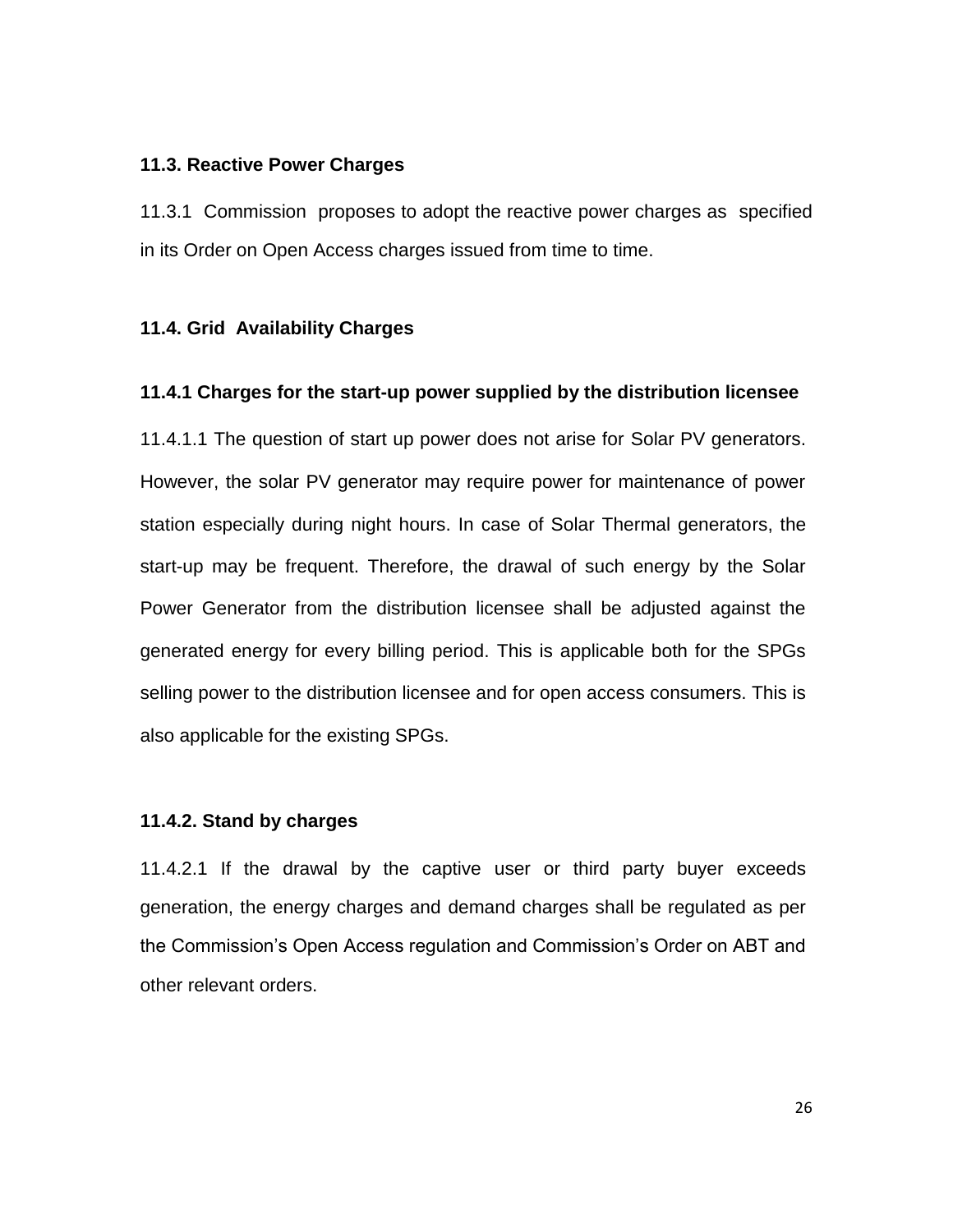### 11.3. Reactive Power Charges

11.3.1 Commission proposes to adopt the reactive power charges as specified in its Order on Open Access charges issued from time to time.

### 11.4. Grid Availability Charges

#### 11.4.1 Charges for the start-up power supplied by the distribution licensee

11.4.1.1 The question of start up power does not arise for Solar PV generators. However, the solar PV generator may require power for maintenance of power station especially during night hours. In case of Solar Thermal generators, the start-up may be frequent. Therefore, the drawal of such energy by the Solar Power Generator from the distribution licensee shall be adjusted against the generated energy for every billing period. This is applicable both for the SPGs selling power to the distribution licensee and for open access consumers. This is also applicable for the existing SPGs.

#### 11.4.2. Stand by charges

11.4.2.1 If the drawal by the captive user or third party buyer exceeds generation, the energy charges and demand charges shall be regulated as per the Commission's Open Access regulation and Commission's Order on ABT and other relevant orders.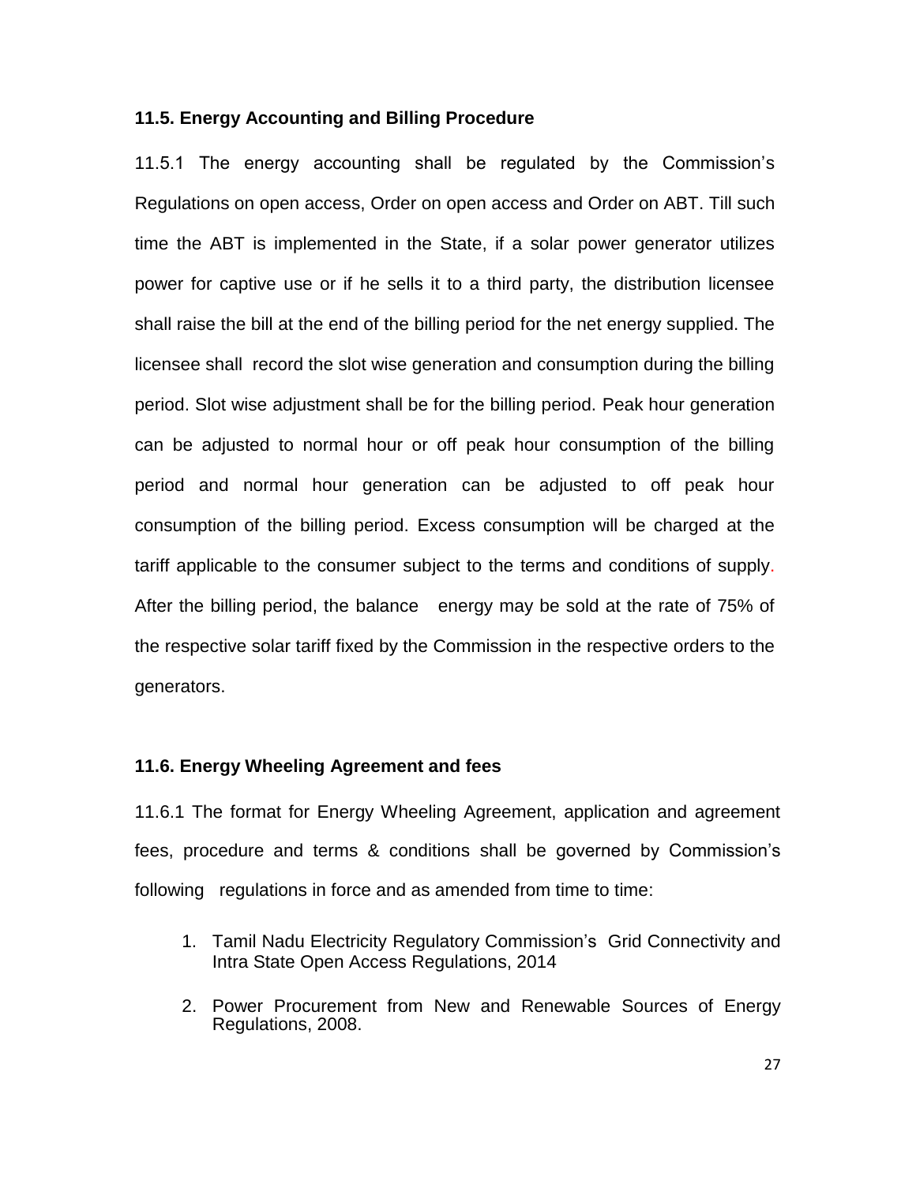### 11.5. Energy Accounting and Billing Procedure

11.5.1 The energy accounting shall be regulated by the Commission's Regulations on open access, Order on open access and Order on ABT. Till such time the ABT is implemented in the State, if a solar power generator utilizes power for captive use or if he sells it to a third party, the distribution licensee shall raise the bill at the end of the billing period for the net energy supplied. The licensee shall record the slot wise generation and consumption during the billing period. Slot wise adjustment shall be for the billing period. Peak hour generation can be adjusted to normal hour or off peak hour consumption of the billing period and normal hour generation can be adjusted to off peak hour consumption of the billing period. Excess consumption will be charged at the tariff applicable to the consumer subject to the terms and conditions of supply. After the billing period, the balance energy may be sold at the rate of 75% of the respective solar tariff fixed by the Commission in the respective orders to the generators.

### 11.6. Energy Wheeling Agreement and fees

11.6.1 The format for Energy Wheeling Agreement, application and agreement fees, procedure and terms & conditions shall be governed by Commission's following regulations in force and as amended from time to time:

1. Tamil Nadu Electricity Regulatory Commission's Grid Connectivity and Intra State Open Access Regulations, 2014
2. Power Procurement from New and Renewable Sources of Energy Regulations, 2008.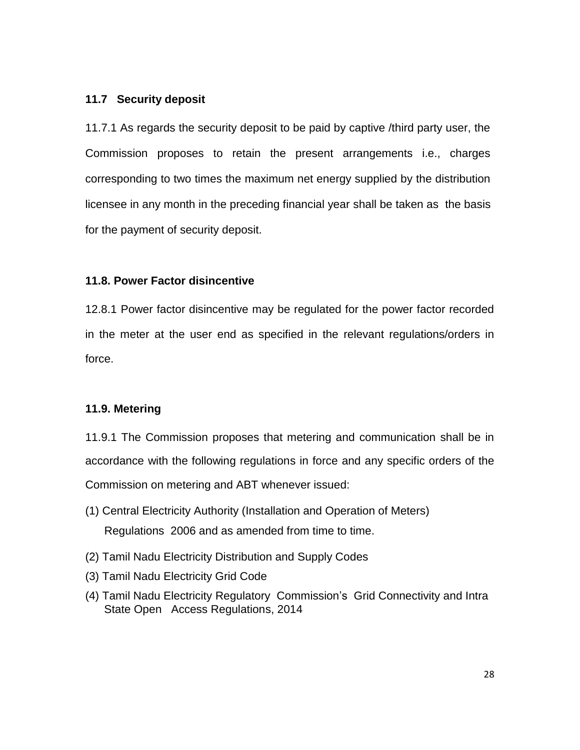### 11.7 Security deposit

11.7.1 As regards the security deposit to be paid by captive /third party user, the Commission proposes to retain the present arrangements i.e., charges corresponding to two times the maximum net energy supplied by the distribution licensee in any month in the preceding financial year shall be taken as the basis for the payment of security deposit.

### 11.8. Power Factor disincentive

12.8.1 Power factor disincentive may be regulated for the power factor recorded in the meter at the user end as specified in the relevant regulations/orders in force.

### 11.9. Metering

11.9.1 The Commission proposes that metering and communication shall be in accordance with the following regulations in force and any specific orders of the Commission on metering and ABT whenever issued:

(1) Central Electricity Authority (Installation and Operation of Meters) Regulations 2006 and as amended from time to time.

(2) Tamil Nadu Electricity Distribution and Supply Codes

(3) Tamil Nadu Electricity Grid Code

(4) Tamil Nadu Electricity Regulatory Commission's Grid Connectivity and Intra State Open Access Regulations, 2014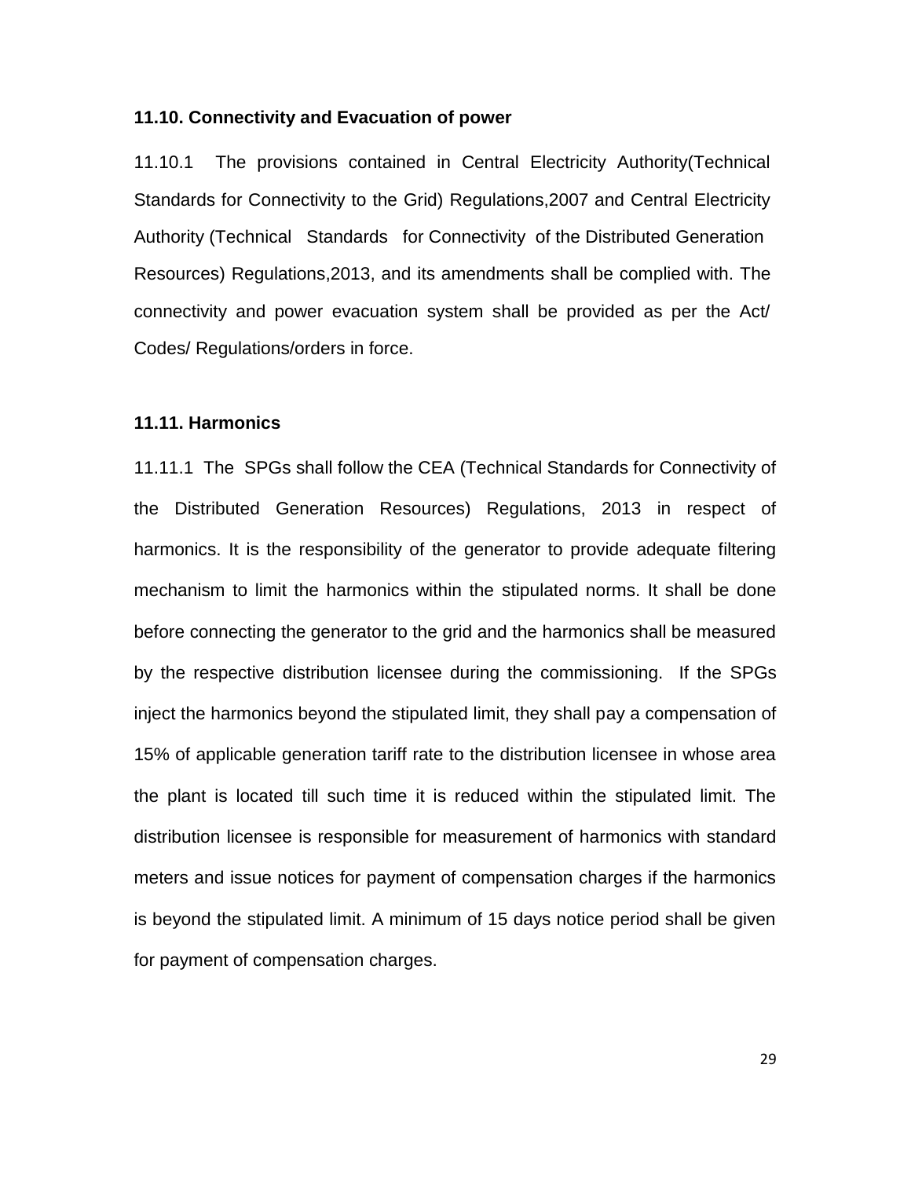### 11.10. Connectivity and Evacuation of power

11.10.1 The provisions contained in Central Electricity Authority(Technical Standards for Connectivity to the Grid) Regulations,2007 and Central Electricity Authority (Technical Standards for Connectivity of the Distributed Generation Resources) Regulations,2013, and its amendments shall be complied with. The connectivity and power evacuation system shall be provided as per the Act/ Codes/ Regulations/orders in force.

### 11.11. Harmonics

11.11.1 The SPGs shall follow the CEA (Technical Standards for Connectivity of the Distributed Generation Resources) Regulations, 2013 in respect of harmonics. It is the responsibility of the generator to provide adequate filtering mechanism to limit the harmonics within the stipulated norms. It shall be done before connecting the generator to the grid and the harmonics shall be measured by the respective distribution licensee during the commissioning. If the SPGs inject the harmonics beyond the stipulated limit, they shall pay a compensation of 15% of applicable generation tariff rate to the distribution licensee in whose area the plant is located till such time it is reduced within the stipulated limit. The distribution licensee is responsible for measurement of harmonics with standard meters and issue notices for payment of compensation charges if the harmonics is beyond the stipulated limit. A minimum of 15 days notice period shall be given for payment of compensation charges.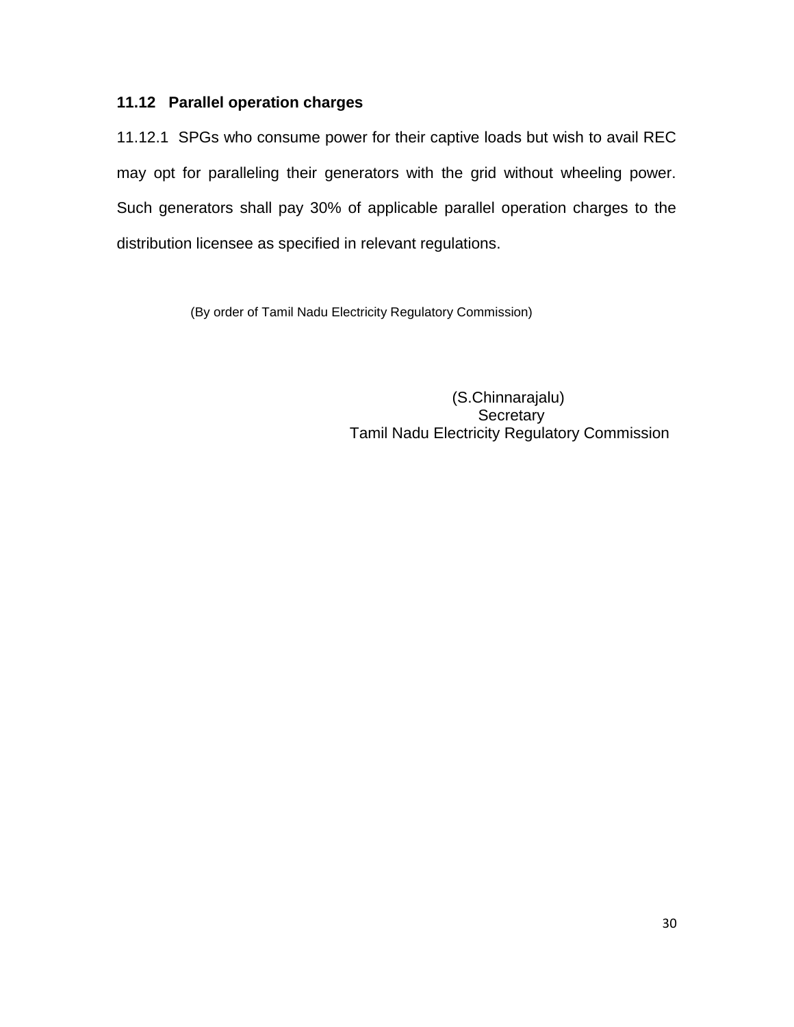### 11.12 Parallel operation charges

11.12.1 SPGs who consume power for their captive loads but wish to avail REC may opt for paralleling their generators with the grid without wheeling power. Such generators shall pay 30% of applicable parallel operation charges to the distribution licensee as specified in relevant regulations.

(By order of Tamil Nadu Electricity Regulatory Commission)

(S.Chinnarajalu)
Secretary
Tamil Nadu Electricity Regulatory Commission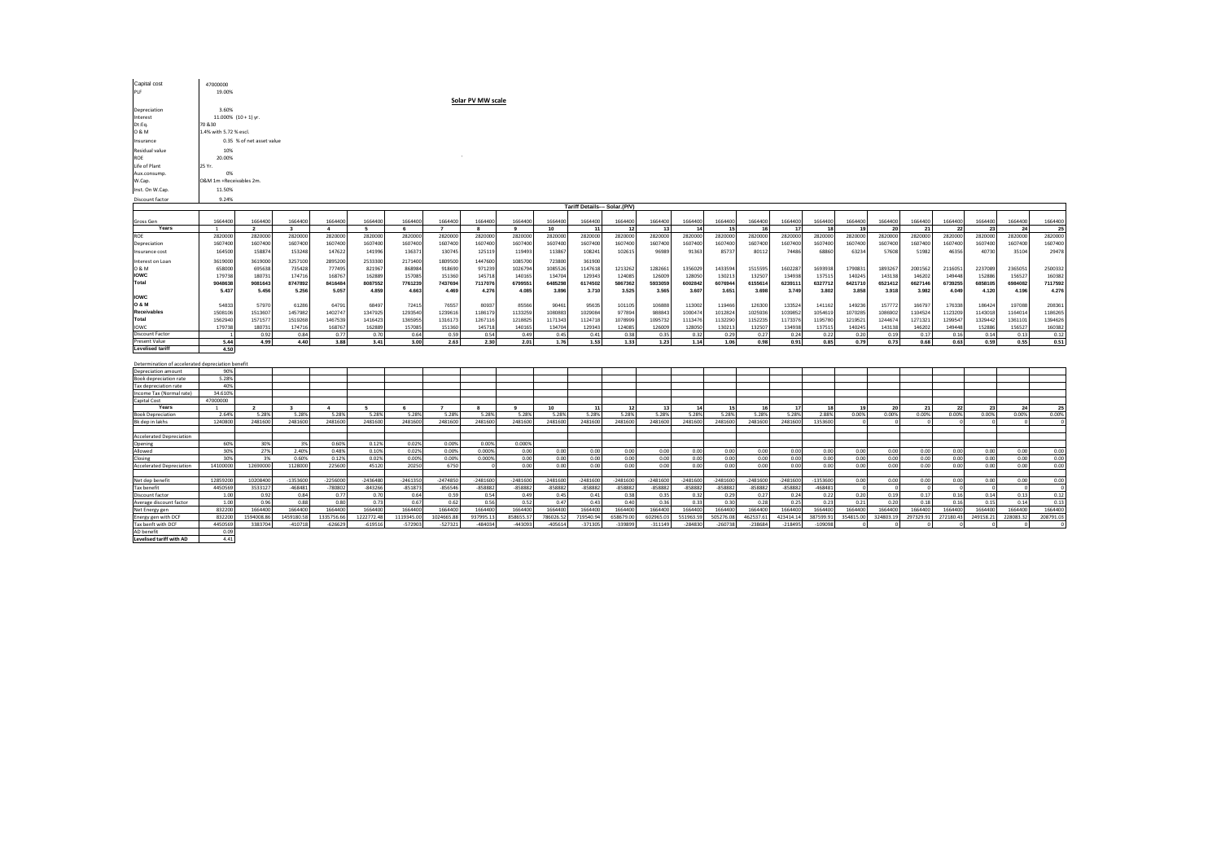| Capital cost | 47000000 |
|---|---|
| PLF | 19.00% |
| Depreciation | 3.60% |
| Interest | 11.000% (10 + 1) yr. |
| Dt:Eq. | 70 &30 |
| O & M | 1.4% with 5.72 % escl. |
| Insurance | 0.35 % of net asset value |
| Residual value | 10% |
| ROE | 20.00% |
| Life of Plant | 25 Yr. |
| Aux consump. | 0% |
| W.Cap. | O&M 1m +Receivables 2m. |
| Inst. On W.Cap. | 11.50% |
| Discount factor | 9.24% |

## Solar PV MW scale

### Tariff Details--- Solar.(P/V)

| | | | | | | | | | | | | | | | | | | | | | | | | | |
|---|---|---|---|---|---|---|---|---|---|---|---|---|---|---|---|---|---|---|---|---|---|---|---|---|---|
| Gross Gen | 1664400 | 1664400 | 1664400 | 1664400 | 1664400 | 1664400 | 1664400 | 1664400 | 1664400 | 1664400 | 1664400 | 1664400 | 1664400 | 1664400 | 1664400 | 1664400 | 1664400 | 1664400 | 1664400 | 1664400 | 1664400 | 1664400 | 1664400 | 1664400 | 1664400 |
| **Years** | 1 | 2 | 3 | 4 | 5 | 6 | 7 | 8 | 9 | 10 | 11 | 12 | 13 | 14 | 15 | 16 | 17 | 18 | 19 | 20 | 21 | 22 | 23 | 24 | 25 |
| ROE | 2820000 | 2820000 | 2820000 | 2820000 | 2820000 | 2820000 | 2820000 | 2820000 | 2820000 | 2820000 | 2820000 | 2820000 | 2820000 | 2820000 | 2820000 | 2820000 | 2820000 | 2820000 | 2820000 | 2820000 | 2820000 | 2820000 | 2820000 | 2820000 | 2820000 |
| Depreciation | 1607400 | 1607400 | 1607400 | 1607400 | 1607400 | 1607400 | 1607400 | 1607400 | 1607400 | 1607400 | 1607400 | 1607400 | 1607400 | 1607400 | 1607400 | 1607400 | 1607400 | 1607400 | 1607400 | 1607400 | 1607400 | 1607400 | 1607400 | 1607400 | 1607400 |
| Insurance cost | 164500 | 158874 | 153248 | 147622 | 141996 | 136371 | 130745 | 125119 | 119493 | 113867 | 108241 | 102615 | 96989 | 91363 | 85737 | 80112 | 74486 | 68860 | 63234 | 57608 | 51982 | 46356 | 40730 | 35104 | 29478 |
| Interest on Loan | 3619000 | 3619000 | 3257100 | 2895200 | 2533300 | 2171400 | 1809500 | 1447600 | 1085700 | 723800 | 361900 | | | | | | | | | | | | | | |
| O & M | 658000 | 695638 | 735428 | 777495 | 821967 | 868984 | 918690 | 971239 | 1026794 | 1085526 | 1147618 | 1213262 | 1282661 | 1356029 | 1433594 | 1515595 | 1602287 | 1693938 | 1790831 | 1893267 | 2001562 | 2116051 | 2237089 | 2365051 | 2500332 |
| IOWC | 179738 | 180731 | 174716 | 168767 | 162889 | 157085 | 151360 | 145718 | 140165 | 134704 | 129343 | 124085 | 126009 | 128050 | 130213 | 132507 | 134938 | 137515 | 140245 | 143138 | 146202 | 149448 | 152886 | 156527 | 160382 |
| **Total** | 9048638 | 9081643 | 8747892 | 8416484 | 8087552 | 7761239 | 7437694 | 7117076 | 6799551 | 6485298 | 6174502 | 5867362 | 5933059 | 6002842 | 6076944 | 6155614 | 6239111 | 6327712 | 6421710 | 6521412 | 6627146 | 6739255 | 6858105 | 6984082 | 7117592 |
| | 5.437 | 5.456 | 5.256 | 5.057 | 4.859 | 4.663 | 4.469 | 4.276 | 4.085 | 3.896 | 3.710 | 3.525 | 3.565 | 3.607 | 3.651 | 3.698 | 3.749 | 3.802 | 3.858 | 3.918 | 3.982 | 4.049 | 4.120 | 4.196 | 4.276 |
| **IOWC** | | | | | | | | | | | | | | | | | | | | | | | | | |
| **O & M** | 54833 | 57970 | 61286 | 64791 | 68497 | 72415 | 76557 | 80937 | 85566 | 90461 | 95635 | 101105 | 106888 | 113002 | 119466 | 126300 | 133524 | 141162 | 149236 | 157772 | 166797 | 176338 | 186424 | 197088 | 208361 |
| **Receivables** | 1508106 | 1513607 | 1457982 | 1402747 | 1347925 | 1293540 | 1239616 | 1186179 | 1133259 | 1080883 | 1029084 | 977894 | 988843 | 1000474 | 1012824 | 1025936 | 1039852 | 1054619 | 1070285 | 1086902 | 1104524 | 1123209 | 1143018 | 1164014 | 1186265 |
| **Total** | 1562940 | 1571577 | 1519268 | 1467539 | 1416423 | 1365955 | 1316173 | 1267116 | 1218825 | 1171343 | 1124718 | 1078999 | 1095732 | 1113476 | 1132290 | 1152235 | 1173376 | 1195780 | 1219521 | 1244674 | 1271321 | 1299547 | 1329442 | 1361101 | 1394626 |
| IOWC | 179738 | 180731 | 174716 | 168767 | 162889 | 157085 | 151360 | 145718 | 140165 | 134704 | 129343 | 124085 | 126009 | 128050 | 130213 | 132507 | 134938 | 137515 | 140245 | 143138 | 146202 | 149448 | 152886 | 156527 | 160382 |
| Discount Factor | 1 | 0.92 | 0.84 | 0.77 | 0.70 | 0.64 | 0.59 | 0.54 | 0.49 | 0.45 | 0.41 | 0.38 | 0.35 | 0.32 | 0.29 | 0.27 | 0.24 | 0.22 | 0.20 | 0.19 | 0.17 | 0.16 | 0.14 | 0.13 | 0.12 |
| Present Value | 5.44 | 4.99 | 4.40 | 3.88 | 3.41 | 3.00 | 2.63 | 2.30 | 2.01 | 1.76 | 1.53 | 1.33 | 1.23 | 1.14 | 1.06 | 0.98 | 0.91 | 0.85 | 0.79 | 0.73 | 0.68 | 0.63 | 0.59 | 0.55 | 0.51 |
| **Levelised tariff** | 4.50 | | | | | | | | | | | | | | | | | | | | | | | | |

### Determination of accelerated depreciation benefit

| | | | | | | | | | | | | | | | | | | | | | | | | | |
|---|---|---|---|---|---|---|---|---|---|---|---|---|---|---|---|---|---|---|---|---|---|---|---|---|---|
| Depreciation amount | 90% | | | | | | | | | | | | | | | | | | | | | | | | |
| Book depreciation rate | 5.28% | | | | | | | | | | | | | | | | | | | | | | | | |
| Tax depreciation rate | 40% | | | | | | | | | | | | | | | | | | | | | | | | |
| Income Tax (Normal rate) | 34.610% | | | | | | | | | | | | | | | | | | | | | | | | |
| Capital Cost | 47000000 | | | | | | | | | | | | | | | | | | | | | | | | |
| **Years** | 1 | 2 | 3 | 4 | 5 | 6 | 7 | 8 | 9 | 10 | 11 | 12 | 13 | 14 | 15 | 16 | 17 | 18 | 19 | 20 | 21 | 22 | 23 | 24 | 25 |
| Book Depreciation | 2.64% | 5.28% | 5.28% | 5.28% | 5.28% | 5.28% | 5.28% | 5.28% | 5.28% | 5.28% | 5.28% | 5.28% | 5.28% | 5.28% | 5.28% | 5.28% | 5.28% | 2.88% | 0.00% | 0.00% | 0.00% | 0.00% | 0.00% | 0.00% | 0.00% |
| Bk dep in lakhs | 1240800 | 2481600 | 2481600 | 2481600 | 2481600 | 2481600 | 2481600 | 2481600 | 2481600 | 2481600 | 2481600 | 2481600 | 2481600 | 2481600 | 2481600 | 2481600 | 2481600 | 1353600 | 0 | 0 | 0 | 0 | 0 | 0 | 0 |
| Accelerated Depreciation | | | | | | | | | | | | | | | | | | | | | | | | | |
| Opening | 60% | 30% | 3% | 0.60% | 0.12% | 0.02% | 0.00% | 0.00% | 0.000% | | | | | | | | | | | | | | | | |
| Allowed | 30% | 27% | 2.40% | 0.48% | 0.10% | 0.02% | 0.00% | 0.000% | 0.00 | 0.00 | 0.00 | 0.00 | 0.00 | 0.00 | 0.00 | 0.00 | 0.00 | 0.00 | 0.00 | 0.00 | 0.00 | 0.00 | 0.00 | 0.00 | 0.00 |
| Closing | 30% | 3% | 0.60% | 0.12% | 0.02% | 0.00% | 0.00% | 0.000% | 0.00 | 0.00 | 0.00 | 0.00 | 0.00 | 0.00 | 0.00 | 0.00 | 0.00 | 0.00 | 0.00 | 0.00 | 0.00 | 0.00 | 0.00 | 0.00 | 0.00 |
| Accelerated Depreciation | 14100000 | 12690000 | 1128000 | 225600 | 45120 | 20250 | 6750 | 0 | 0.00 | 0.00 | 0.00 | 0.00 | 0.00 | 0.00 | 0.00 | 0.00 | 0.00 | 0.00 | 0.00 | 0.00 | 0.00 | 0.00 | 0.00 | 0.00 | 0.00 |
| Net dep benefit | 12859200 | 10208400 | -1353600 | -2256000 | -2436480 | -2461350 | -2474850 | -2481600 | -2481600 | -2481600 | -2481600 | -2481600 | -2481600 | -2481600 | -2481600 | -2481600 | -2481600 | -1353600 | 0.00 | 0.00 | 0.00 | 0.00 | 0.00 | 0.00 | 0.00 |
| Tax benefit | 4450569 | 3533127 | -468481 | -780802 | -843266 | -851873 | -856546 | -858882 | -858882 | -858882 | -858882 | -858882 | -858882 | -858882 | -858882 | -858882 | -858882 | -468481 | 0 | 0 | 0 | 0 | 0 | 0 | 0 |
| Discount factor | 1.00 | 0.92 | 0.84 | 0.77 | 0.70 | 0.64 | 0.59 | 0.54 | 0.49 | 0.45 | 0.41 | 0.38 | 0.35 | 0.32 | 0.29 | 0.27 | 0.24 | 0.22 | 0.20 | 0.19 | 0.17 | 0.16 | 0.14 | 0.13 | 0.12 |
| Average discount factor | 1.00 | 0.96 | 0.88 | 0.80 | 0.73 | 0.67 | 0.62 | 0.56 | 0.52 | 0.47 | 0.43 | 0.40 | 0.36 | 0.33 | 0.30 | 0.28 | 0.25 | 0.23 | 0.21 | 0.20 | 0.18 | 0.16 | 0.15 | 0.14 | 0.13 |
| Net Energy gen | 832200 | 1664400 | 1664400 | 1664400 | 1664400 | 1664400 | 1664400 | 1664400 | 1664400 | 1664400 | 1664400 | 1664400 | 1664400 | 1664400 | 1664400 | 1664400 | 1664400 | 1664400 | 1664400 | 1664400 | 1664400 | 1664400 | 1664400 | 1664400 | 1664400 |
| Energy gen with DCF | 832200 | 1594008.86 | 1459180.58 | 1335756.66 | 1222772.48 | 1119345.00 | 1024665.88 | 937995.13 | 858655.37 | 786026.52 | 719540.94 | 658679.00 | 602965.03 | 551963.59 | 505276.08 | 462537.61 | 423414.14 | 387599.91 | 354815.00 | 324803.19 | 297329.91 | 272180.43 | 249158.21 | 228083.32 | 208791.03 |
| Tax benfit with DCF | 4450569 | 3383704 | -410718 | -626629 | -619516 | -572903 | -527321 | -484034 | -443093 | -405614 | -371305 | -339899 | -311149 | -284830 | -260738 | -238684 | -218495 | -109098 | 0 | 0 | 0 | 0 | 0 | 0 | 0 |
| AD benefit | 0.09 | | | | | | | | | | | | | | | | | | | | | | | | |
| **Levelised tariff with AD** | 4.41 | | | | | | | | | | | | | | | | | | | | | | | | |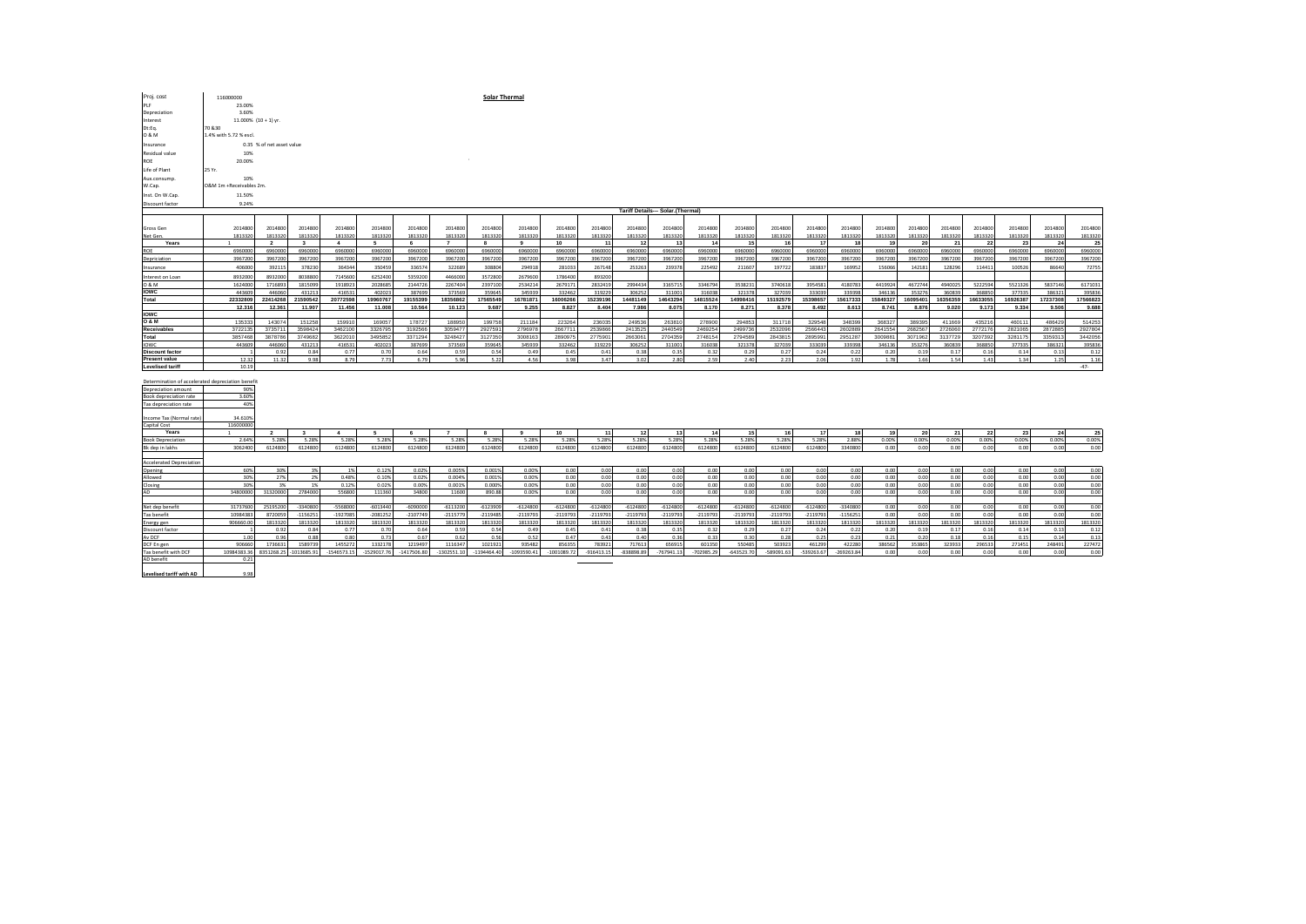| | | |
|---|---|---|
| Proj. cost | 116000000 | |
| PLF | 23.00% | |
| Depreciation | 3.60% | |
| Interest | 11.00% | (10 + 1) yr. |
| Dt:Eq. | 70 & 30 | |
| O & M | 1.4% with 5.72 % escl. | |
| Insurance | 0.35 | % of net asset value |
| Residual value | 10% | |
| ROE | 20.00% | |
| Life of Plant | 25 Yr. | |
| Aux.consump. | 10% | |
| W.Cap. | O&M 1m +Receivables 2m. | |
| Inst. On W.Cap. | 11.50% | |
| Discount factor | 9.24% | |

# Solar Thermal

## Tariff Details--- Solar.(Thermal)

| | 1 | 2 | 3 | 4 | 5 | 6 | 7 | 8 | 9 | 10 | 11 | 12 | 13 | 14 | 15 | 16 | 17 | 18 | 19 | 20 | 21 | 22 | 23 | 24 | 25 |
|---|---|---|---|---|---|---|---|---|---|---|---|---|---|---|---|---|---|---|---|---|---|---|---|---|---|
| Gross Gen | 2014800 | 2014800 | 2014800 | 2014800 | 2014800 | 2014800 | 2014800 | 2014800 | 2014800 | 2014800 | 2014800 | 2014800 | 2014800 | 2014800 | 2014800 | 2014800 | 2014800 | 2014800 | 2014800 | 2014800 | 2014800 | 2014800 | 2014800 | 2014800 | 2014800 |
| Net Gen. | 1813320 | 1813320 | 1813320 | 1813320 | 1813320 | 1813320 | 1813320 | 1813320 | 1813320 | 1813320 | 1813320 | 1813320 | 1813320 | 1813320 | 1813320 | 1813320 | 1813320 | 1813320 | 1813320 | 1813320 | 1813320 | 1813320 | 1813320 | 1813320 | 1813320 |
| **Years** | 1 | 2 | 3 | 4 | 5 | 6 | 7 | 8 | 9 | 10 | 11 | 12 | 13 | 14 | 15 | 16 | 17 | 18 | 19 | 20 | 21 | 22 | 23 | 24 | 25 |
| ROE | 6960000 | 6960000 | 6960000 | 6960000 | 6960000 | 6960000 | 6960000 | 6960000 | 6960000 | 6960000 | 6960000 | 6960000 | 6960000 | 6960000 | 6960000 | 6960000 | 6960000 | 6960000 | 6960000 | 6960000 | 6960000 | 6960000 | 6960000 | 6960000 | 6960000 |
| Depreciation | 3967200 | 3967200 | 3967200 | 3967200 | 3967200 | 3967200 | 3967200 | 3967200 | 3967200 | 3967200 | 3967200 | 3967200 | 3967200 | 3967200 | 3967200 | 3967200 | 3967200 | 3967200 | 3967200 | 3967200 | 3967200 | 3967200 | 3967200 | 3967200 | 3967200 |
| Insurance | 406000 | 392115 | 378230 | 364344 | 350459 | 336574 | 322689 | 308804 | 294918 | 281033 | 267148 | 253263 | 239378 | 225492 | 211607 | 197722 | 183837 | 169952 | 156066 | 142181 | 128296 | 114411 | 100526 | 86640 | 72755 |
| Interest on Loan | 8932000 | 8932000 | 8038800 | 7145600 | 6252400 | 5359200 | 4466000 | 3572800 | 2679600 | 1786400 | 893200 | | | | | | | | | | | | | | |
| O & M | 1624000 | 1716893 | 1815099 | 1918923 | 2028685 | 2144726 | 2267404 | 2397100 | 2534214 | 2679171 | 2832419 | 2994434 | 3165715 | 3346794 | 3538231 | 3740618 | 3954581 | 4180783 | 4419924 | 4672744 | 4940025 | 5222594 | 5521326 | 5837146 | 6171031 |
| **IOWC** | 443609 | 446060 | 431213 | 416531 | 402023 | 387699 | 373569 | 359645 | 345939 | 332462 | 319229 | 306252 | 311001 | 316038 | 321378 | 327039 | 333039 | 339398 | 346136 | 353276 | 360839 | 368850 | 377335 | 386321 | 395836 |
| **Total** | 22332809 | 22414268 | 21590542 | 20772598 | 19960767 | 19155399 | 18356862 | 17565549 | 16781871 | 16006266 | 15239196 | 14481149 | 14643294 | 14815524 | 14998416 | 15192579 | 15398657 | 15617333 | 15849327 | 16095401 | 16356359 | 16633055 | 16926387 | 17237308 | 17566823 |
| | 12.316 | 12.361 | 11.907 | 11.456 | 11.008 | 10.564 | 10.123 | 9.687 | 9.255 | 8.827 | 8.404 | 7.986 | 8.075 | 8.170 | 8.271 | 8.378 | 8.492 | 8.613 | 8.741 | 8.876 | 9.020 | 9.173 | 9.334 | 9.506 | 9.688 |
| **IOWC** | | | | | | | | | | | | | | | | | | | | | | | | | |
| **O & M** | 135333 | 143074 | 151258 | 159910 | 169057 | 178727 | 188950 | 199758 | 211184 | 223264 | 236035 | 249536 | 263810 | 278900 | 294853 | 311718 | 329548 | 348399 | 368327 | 389395 | 411669 | 435216 | 460111 | 486429 | 514253 |
| **Receivables** | 3722135 | 3735711 | 3598424 | 3462100 | 3326795 | 3192566 | 3059477 | 2927591 | 2796978 | 2667711 | 2539866 | 2413525 | 2440549 | 2469254 | 2499736 | 2532096 | 2566443 | 2602889 | 2641554 | 2682567 | 2726060 | 2772176 | 2821065 | 2872885 | 2927804 |
| **Total** | 3857468 | 3878786 | 3749682 | 3622010 | 3495852 | 3371294 | 3248427 | 3127350 | 3008163 | 2890975 | 2775901 | 2663061 | 2704359 | 2748154 | 2794589 | 2843815 | 2895991 | 2951287 | 3009881 | 3071962 | 3137729 | 3207392 | 3281175 | 3359313 | 3442056 |
| IOWC | 443609 | 446060 | 431213 | 416531 | 402023 | 387699 | 373569 | 359645 | 345939 | 332462 | 319229 | 306252 | 311001 | 316038 | 321378 | 327039 | 333039 | 339398 | 346136 | 353276 | 360839 | 368850 | 377335 | 386321 | 395836 |
| **Discount factor** | 1 | 0.92 | 0.84 | 0.77 | 0.70 | 0.64 | 0.59 | 0.54 | 0.49 | 0.45 | 0.41 | 0.38 | 0.35 | 0.32 | 0.29 | 0.27 | 0.24 | 0.22 | 0.20 | 0.19 | 0.17 | 0.16 | 0.14 | 0.13 | 0.12 |
| **Present value** | 12.32 | 11.32 | 9.98 | 8.79 | 7.73 | 6.79 | 5.96 | 5.22 | 4.56 | 3.98 | 3.47 | 3.02 | 2.80 | 2.59 | 2.40 | 2.23 | 2.06 | 1.92 | 1.78 | 1.66 | 1.54 | 1.43 | 1.34 | 1.25 | 1.16 |
| **Levelised tariff** | 10.19 | | | | | | | | | | | | | | | | | | | | | | | | |

Determination of accelerated depreciation benefit

| | |
|---|---|
| Depreciation amount | 90% |
| Book depreciation rate | 3.60% |
| Tax depreciation rate | 40% |
| Income Tax (Normal rate) | 34.610% |
| Capital Cost | 116000000 |

| **Years** | 1 | 2 | 3 | 4 | 5 | 6 | 7 | 8 | 9 | 10 | 11 | 12 | 13 | 14 | 15 | 16 | 17 | 18 | 19 | 20 | 21 | 22 | 23 | 24 | 25 |
|---|---|---|---|---|---|---|---|---|---|---|---|---|---|---|---|---|---|---|---|---|---|---|---|---|---|
| Book Depreciation | 2.64% | 5.28% | 5.28% | 5.28% | 5.28% | 5.28% | 5.28% | 5.28% | 5.28% | 5.28% | 5.28% | 5.28% | 5.28% | 5.28% | 5.28% | 5.28% | 5.28% | 2.88% | 0.00% | 0.00% | 0.00% | 0.00% | 0.00% | 0.00% | 0.00% |
| Bk dep in lakhs | 3062400 | 6124800 | 6124800 | 6124800 | 6124800 | 6124800 | 6124800 | 6124800 | 6124800 | 6124800 | 6124800 | 6124800 | 6124800 | 6124800 | 6124800 | 6124800 | 6124800 | 3340800 | 0.00 | 0.00 | 0.00 | 0.00 | 0.00 | 0.00 | 0.00 |
| **Accelerated Depreciation** | | | | | | | | | | | | | | | | | | | | | | | | | |
| Opening | 60% | 30% | 3% | 1% | 0.12% | 0.02% | 0.005% | 0.001% | 0.00% | 0.00 | 0.00 | 0.00 | 0.00 | 0.00 | 0.00 | 0.00 | 0.00 | 0.00 | 0.00 | 0.00 | 0.00 | 0.00 | 0.00 | 0.00 | 0.00 |
| Allowed | 30% | 27% | 2% | 0.48% | 0.10% | 0.02% | 0.004% | 0.001% | 0.00% | 0.00 | 0.00 | 0.00 | 0.00 | 0.00 | 0.00 | 0.00 | 0.00 | 0.00 | 0.00 | 0.00 | 0.00 | 0.00 | 0.00 | 0.00 | 0.00 |
| Closing | 30% | 3% | 1% | 0.12% | 0.02% | 0.00% | 0.001% | 0.000% | 0.00% | 0.00 | 0.00 | 0.00 | 0.00 | 0.00 | 0.00 | 0.00 | 0.00 | 0.00 | 0.00 | 0.00 | 0.00 | 0.00 | 0.00 | 0.00 | 0.00 |
| AD | 34800000 | 31320000 | 2784000 | 556800 | 111360 | 34800 | 11600 | 890.88 | 0.00% | 0.00 | 0.00 | 0.00 | 0.00 | 0.00 | 0.00 | 0.00 | 0.00 | 0.00 | 0.00 | 0.00 | 0.00 | 0.00 | 0.00 | 0.00 | 0.00 |
| Net dep benefit | 31737600 | 25195200 | -3340800 | -5568000 | -6013440 | -6090000 | -6113200 | -6123909 | -6124800 | -6124800 | -6124800 | -6124800 | -6124800 | -6124800 | -6124800 | -6124800 | -6124800 | -3340800 | 0.00 | 0.00 | 0.00 | 0.00 | 0.00 | 0.00 | 0.00 |
| Tax benefit | 10984383 | 8720059 | -1156251 | -1927085 | -2081252 | -2107749 | -2115779 | -2119483 | -2119793 | -2119793 | -2119793 | -2119793 | -2119793 | -2119793 | -2119793 | -2119793 | -2119793 | -1156251 | 0.00 | 0.00 | 0.00 | 0.00 | 0.00 | 0.00 | 0.00 |
| Energy gen | 906660.00 | 1813320 | 1813320 | 1813320 | 1813320 | 1813320 | 1813320 | 1813320 | 1813320 | 1813320 | 1813320 | 1813320 | 1813320 | 1813320 | 1813320 | 1813320 | 1813320 | 1813320 | 1813320 | 1813320 | 1813320 | 1813320 | 1813320 | 1813320 | 1813320 |
| Discount factor | 1 | 0.92 | 0.84 | 0.77 | 0.70 | 0.64 | 0.59 | 0.54 | 0.49 | 0.45 | 0.41 | 0.38 | 0.35 | 0.32 | 0.29 | 0.27 | 0.24 | 0.22 | 0.20 | 0.19 | 0.17 | 0.16 | 0.14 | 0.13 | 0.12 |
| Av DCF | 1.00 | 0.96 | 0.88 | 0.80 | 0.73 | 0.67 | 0.62 | 0.56 | 0.52 | 0.47 | 0.43 | 0.40 | 0.36 | 0.33 | 0.30 | 0.28 | 0.25 | 0.23 | 0.21 | 0.20 | 0.18 | 0.16 | 0.15 | 0.14 | 0.13 |
| DCF En.gen | 906660 | 1736631 | 1589739 | 1455272 | 1332178 | 1219497 | 1116347 | 1021921 | 935482 | 856355 | 783921 | 717613 | 656915 | 601350 | 550485 | 503923 | 461299 | 422280 | 386562 | 353865 | 323933 | 296535 | 271451 | 248491 | 227472 |
| Tax benefit with DCF | 10984383.36 | 8351268.25 | -1013685.91 | -1546573.15 | -1529017.76 | -1417506.80 | -1302551.10 | -1194464.40 | -1093590.41 | -1001089.72 | -916413.15 | -838898.89 | -767941.13 | -702985.29 | -643523.70 | -589091.63 | -539263.67 | -269263.84 | 0.00 | 0.00 | 0.00 | 0.00 | 0.00 | 0.00 | 0.00 |
| AD benefit | 0.21 | | | | | | | | | | | | | | | | | | | | | | | | |

| | |
|---|---|
| **Levelised tariff with AD** | 9.98 |